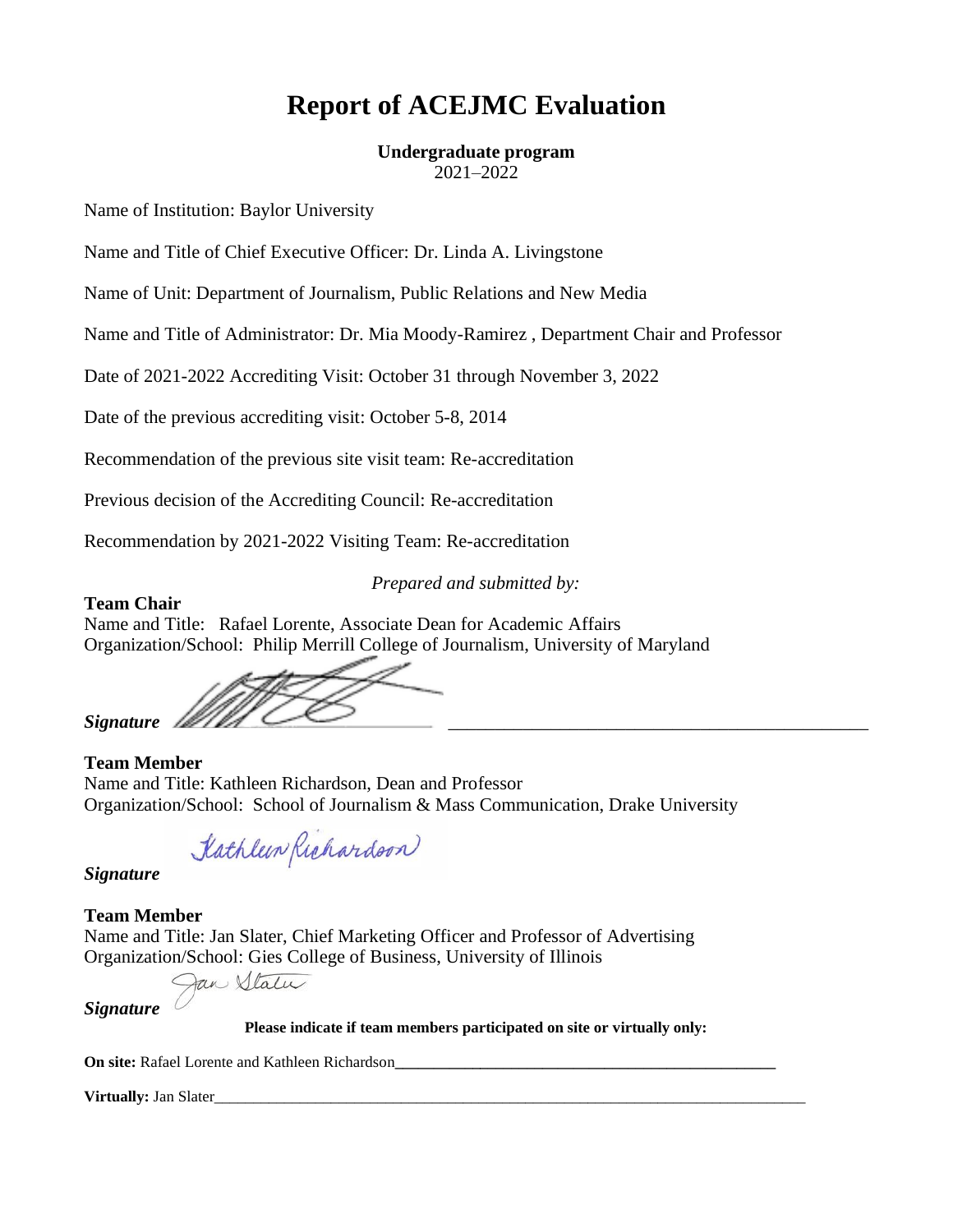# Report of ACEJMC Evaluation

**Undergraduate program**
2021–2022

Name of Institution: Baylor University

Name and Title of Chief Executive Officer: Dr. Linda A. Livingstone

Name of Unit: Department of Journalism, Public Relations and New Media

Name and Title of Administrator: Dr. Mia Moody-Ramirez , Department Chair and Professor

Date of 2021-2022 Accrediting Visit: October 31 through November 3, 2022

Date of the previous accrediting visit: October 5-8, 2014

Recommendation of the previous site visit team: Re-accreditation

Previous decision of the Accrediting Council: Re-accreditation

Recommendation by 2021-2022 Visiting Team: Re-accreditation

*Prepared and submitted by:*

**Team Chair**
Name and Title: Rafael Lorente, Associate Dean for Academic Affairs
Organization/School: Philip Merrill College of Journalism, University of Maryland

***Signature*** ______________________________________________

**Team Member**
Name and Title: Kathleen Richardson, Dean and Professor
Organization/School: School of Journalism & Mass Communication, Drake University

***Signature***

**Team Member**
Name and Title: Jan Slater, Chief Marketing Officer and Professor of Advertising
Organization/School: Gies College of Business, University of Illinois

***Signature***

**Please indicate if team members participated on site or virtually only:**

**On site:** Rafael Lorente and Kathleen Richardson

**Virtually:** Jan Slater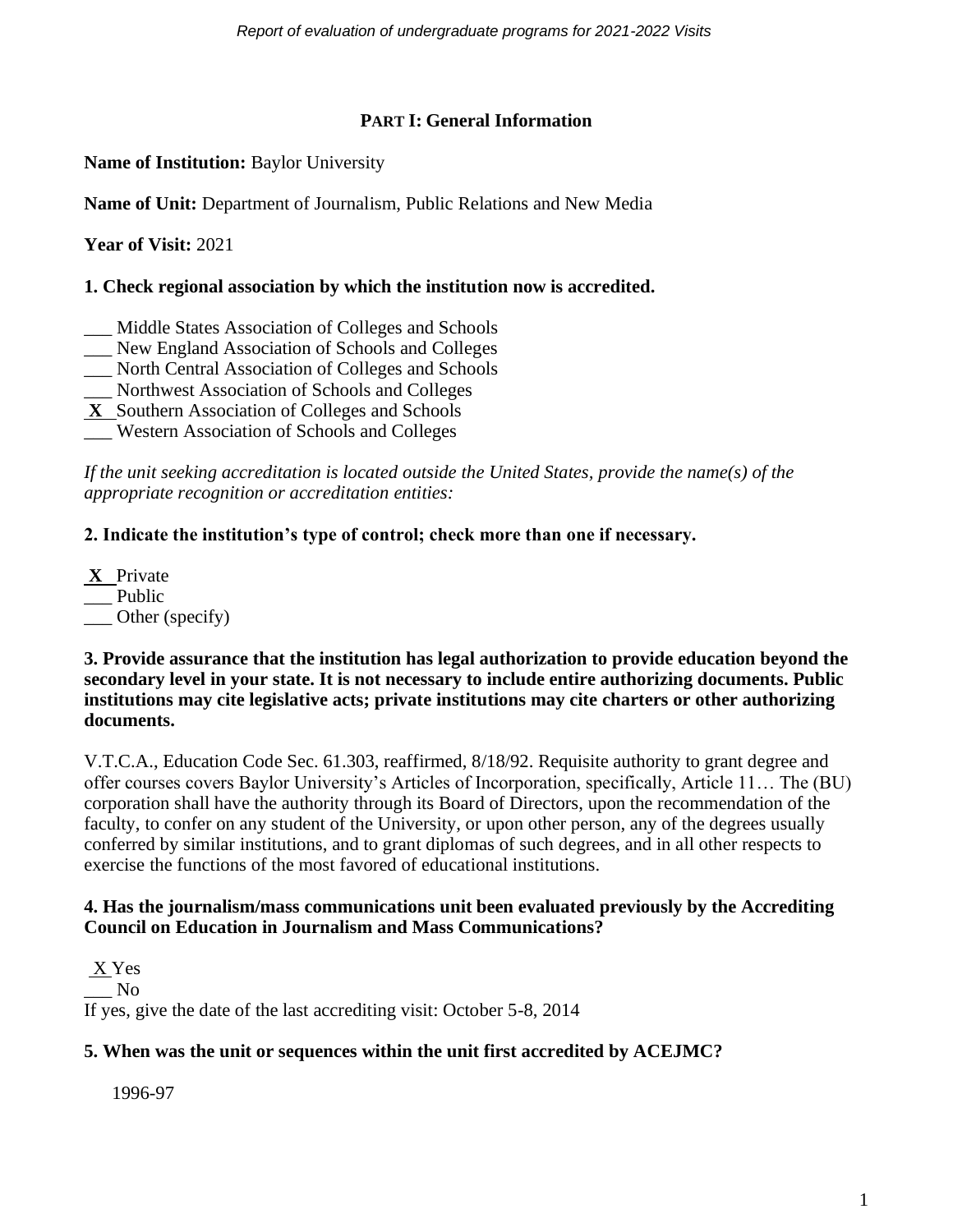## PART I: General Information

**Name of Institution:** Baylor University

**Name of Unit:** Department of Journalism, Public Relations and New Media

**Year of Visit:** 2021

**1. Check regional association by which the institution now is accredited.**

\_\_\_ Middle States Association of Colleges and Schools
\_\_\_ New England Association of Schools and Colleges
\_\_\_ North Central Association of Colleges and Schools
\_\_\_ Northwest Association of Schools and Colleges
**X** Southern Association of Colleges and Schools
\_\_\_ Western Association of Schools and Colleges

*If the unit seeking accreditation is located outside the United States, provide the name(s) of the appropriate recognition or accreditation entities:*

**2. Indicate the institution's type of control; check more than one if necessary.**

**X** Private
\_\_\_ Public
\_\_\_ Other (specify)

**3. Provide assurance that the institution has legal authorization to provide education beyond the secondary level in your state. It is not necessary to include entire authorizing documents. Public institutions may cite legislative acts; private institutions may cite charters or other authorizing documents.**

V.T.C.A., Education Code Sec. 61.303, reaffirmed, 8/18/92. Requisite authority to grant degree and offer courses covers Baylor University's Articles of Incorporation, specifically, Article 11… The (BU) corporation shall have the authority through its Board of Directors, upon the recommendation of the faculty, to confer on any student of the University, or upon other person, any of the degrees usually conferred by similar institutions, and to grant diplomas of such degrees, and in all other respects to exercise the functions of the most favored of educational institutions.

**4. Has the journalism/mass communications unit been evaluated previously by the Accrediting Council on Education in Journalism and Mass Communications?**

X Yes
\_\_\_ No
If yes, give the date of the last accrediting visit: October 5-8, 2014

**5. When was the unit or sequences within the unit first accredited by ACEJMC?**

1996-97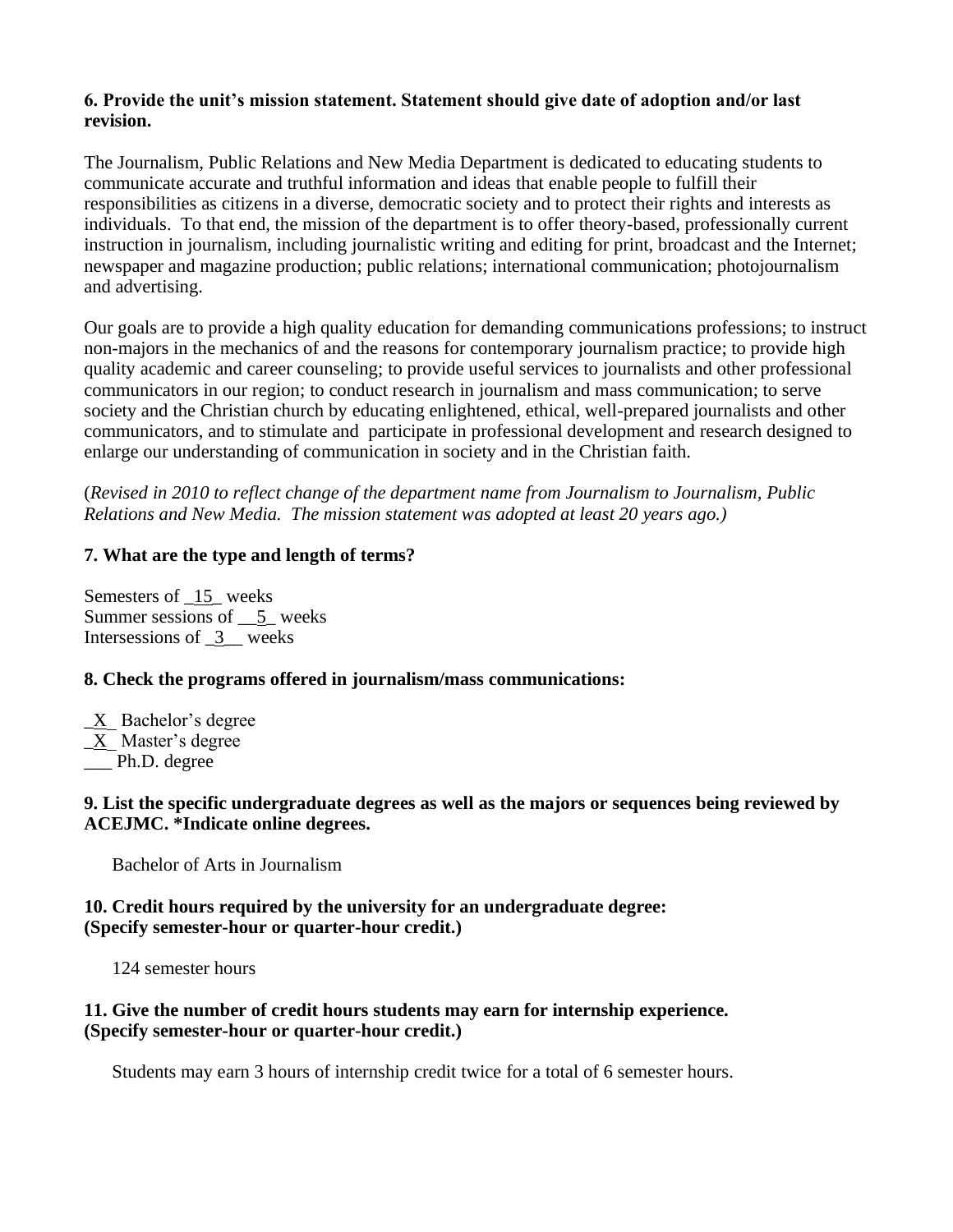**6. Provide the unit's mission statement. Statement should give date of adoption and/or last revision.**

The Journalism, Public Relations and New Media Department is dedicated to educating students to communicate accurate and truthful information and ideas that enable people to fulfill their responsibilities as citizens in a diverse, democratic society and to protect their rights and interests as individuals. To that end, the mission of the department is to offer theory-based, professionally current instruction in journalism, including journalistic writing and editing for print, broadcast and the Internet; newspaper and magazine production; public relations; international communication; photojournalism and advertising.

Our goals are to provide a high quality education for demanding communications professions; to instruct non-majors in the mechanics of and the reasons for contemporary journalism practice; to provide high quality academic and career counseling; to provide useful services to journalists and other professional communicators in our region; to conduct research in journalism and mass communication; to serve society and the Christian church by educating enlightened, ethical, well-prepared journalists and other communicators, and to stimulate and participate in professional development and research designed to enlarge our understanding of communication in society and in the Christian faith.

(*Revised in 2010 to reflect change of the department name from Journalism to Journalism, Public Relations and New Media. The mission statement was adopted at least 20 years ago.)*

**7. What are the type and length of terms?**

Semesters of _15_ weeks
Summer sessions of __5_ weeks
Intersessions of _3__ weeks

**8. Check the programs offered in journalism/mass communications:**

_X_ Bachelor's degree
_X_ Master's degree
___ Ph.D. degree

**9. List the specific undergraduate degrees as well as the majors or sequences being reviewed by ACEJMC. *Indicate online degrees.**

Bachelor of Arts in Journalism

**10. Credit hours required by the university for an undergraduate degree: (Specify semester-hour or quarter-hour credit.)**

124 semester hours

**11. Give the number of credit hours students may earn for internship experience. (Specify semester-hour or quarter-hour credit.)**

Students may earn 3 hours of internship credit twice for a total of 6 semester hours.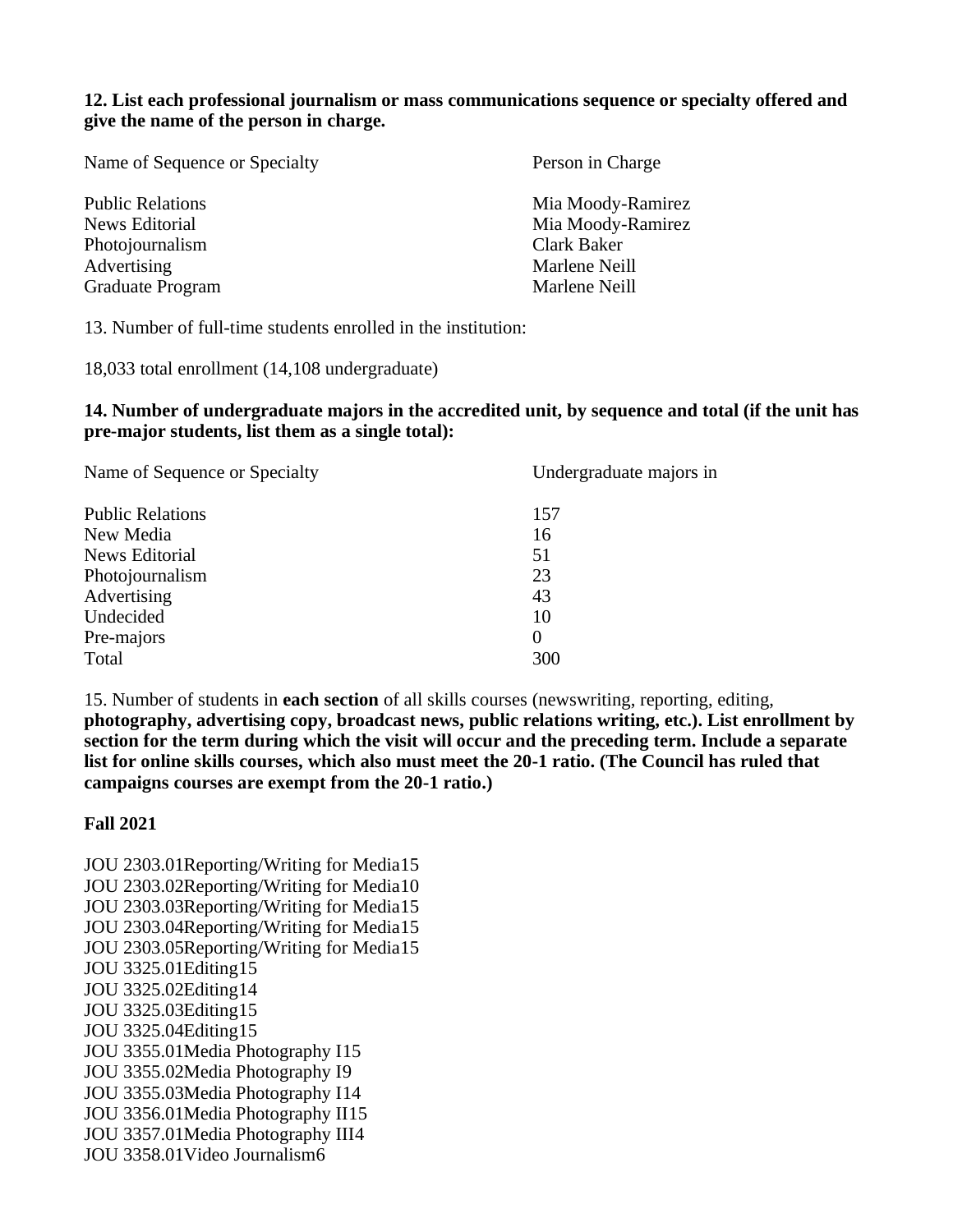**12. List each professional journalism or mass communications sequence or specialty offered and give the name of the person in charge.**

| Name of Sequence or Specialty | Person in Charge |
|---|---|
| Public Relations | Mia Moody-Ramirez |
| News Editorial | Mia Moody-Ramirez |
| Photojournalism | Clark Baker |
| Advertising | Marlene Neill |
| Graduate Program | Marlene Neill |

13. Number of full-time students enrolled in the institution:

18,033 total enrollment (14,108 undergraduate)

**14. Number of undergraduate majors in the accredited unit, by sequence and total (if the unit has pre-major students, list them as a single total):**

| Name of Sequence or Specialty | Undergraduate majors in |
|---|---|
| Public Relations | 157 |
| New Media | 16 |
| News Editorial | 51 |
| Photojournalism | 23 |
| Advertising | 43 |
| Undecided | 10 |
| Pre-majors | 0 |
| Total | 300 |

15. Number of students in **each section** of all skills courses (newswriting, reporting, editing, **photography, advertising copy, broadcast news, public relations writing, etc.). List enrollment by section for the term during which the visit will occur and the preceding term. Include a separate list for online skills courses, which also must meet the 20-1 ratio. (The Council has ruled that campaigns courses are exempt from the 20-1 ratio.)**

**Fall 2021**

JOU 2303.01Reporting/Writing for Media15
JOU 2303.02Reporting/Writing for Media10
JOU 2303.03Reporting/Writing for Media15
JOU 2303.04Reporting/Writing for Media15
JOU 2303.05Reporting/Writing for Media15
JOU 3325.01Editing15
JOU 3325.02Editing14
JOU 3325.03Editing15
JOU 3325.04Editing15
JOU 3355.01Media Photography I15
JOU 3355.02Media Photography I9
JOU 3355.03Media Photography I14
JOU 3356.01Media Photography II15
JOU 3357.01Media Photography III4
JOU 3358.01Video Journalism6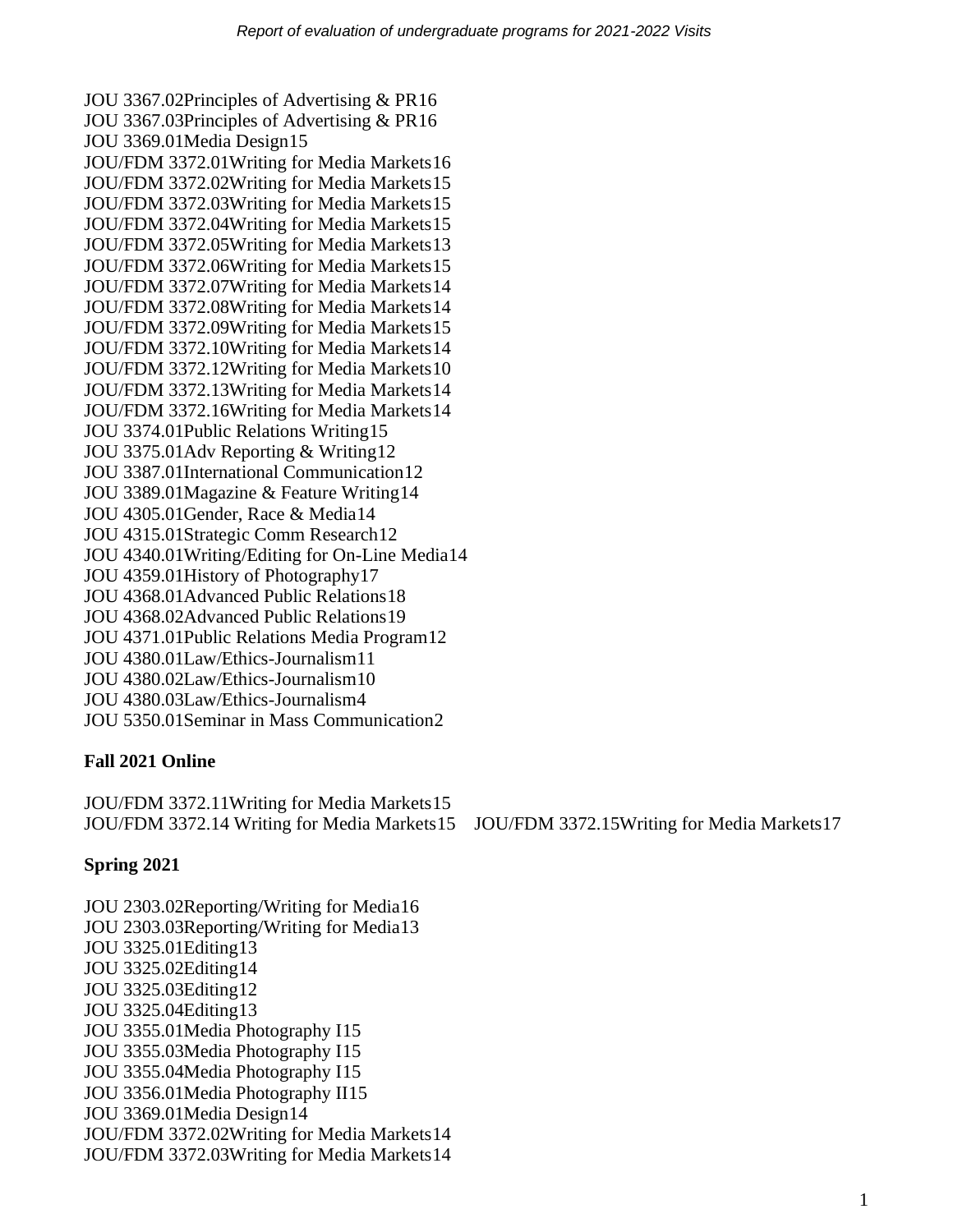JOU 3367.02Principles of Advertising & PR16
JOU 3367.03Principles of Advertising & PR16
JOU 3369.01Media Design15
JOU/FDM 3372.01Writing for Media Markets16
JOU/FDM 3372.02Writing for Media Markets15
JOU/FDM 3372.03Writing for Media Markets15
JOU/FDM 3372.04Writing for Media Markets15
JOU/FDM 3372.05Writing for Media Markets13
JOU/FDM 3372.06Writing for Media Markets15
JOU/FDM 3372.07Writing for Media Markets14
JOU/FDM 3372.08Writing for Media Markets14
JOU/FDM 3372.09Writing for Media Markets15
JOU/FDM 3372.10Writing for Media Markets14
JOU/FDM 3372.12Writing for Media Markets10
JOU/FDM 3372.13Writing for Media Markets14
JOU/FDM 3372.16Writing for Media Markets14
JOU 3374.01Public Relations Writing15
JOU 3375.01Adv Reporting & Writing12
JOU 3387.01International Communication12
JOU 3389.01Magazine & Feature Writing14
JOU 4305.01Gender, Race & Media14
JOU 4315.01Strategic Comm Research12
JOU 4340.01Writing/Editing for On-Line Media14
JOU 4359.01History of Photography17
JOU 4368.01Advanced Public Relations18
JOU 4368.02Advanced Public Relations19
JOU 4371.01Public Relations Media Program12
JOU 4380.01Law/Ethics-Journalism11
JOU 4380.02Law/Ethics-Journalism10
JOU 4380.03Law/Ethics-Journalism4
JOU 5350.01Seminar in Mass Communication2

**Fall 2021 Online**

JOU/FDM 3372.11Writing for Media Markets15
JOU/FDM 3372.14 Writing for Media Markets15
JOU/FDM 3372.15Writing for Media Markets17

**Spring 2021**

JOU 2303.02Reporting/Writing for Media16
JOU 2303.03Reporting/Writing for Media13
JOU 3325.01Editing13
JOU 3325.02Editing14
JOU 3325.03Editing12
JOU 3325.04Editing13
JOU 3355.01Media Photography I15
JOU 3355.03Media Photography I15
JOU 3355.04Media Photography I15
JOU 3356.01Media Photography II15
JOU 3369.01Media Design14
JOU/FDM 3372.02Writing for Media Markets14
JOU/FDM 3372.03Writing for Media Markets14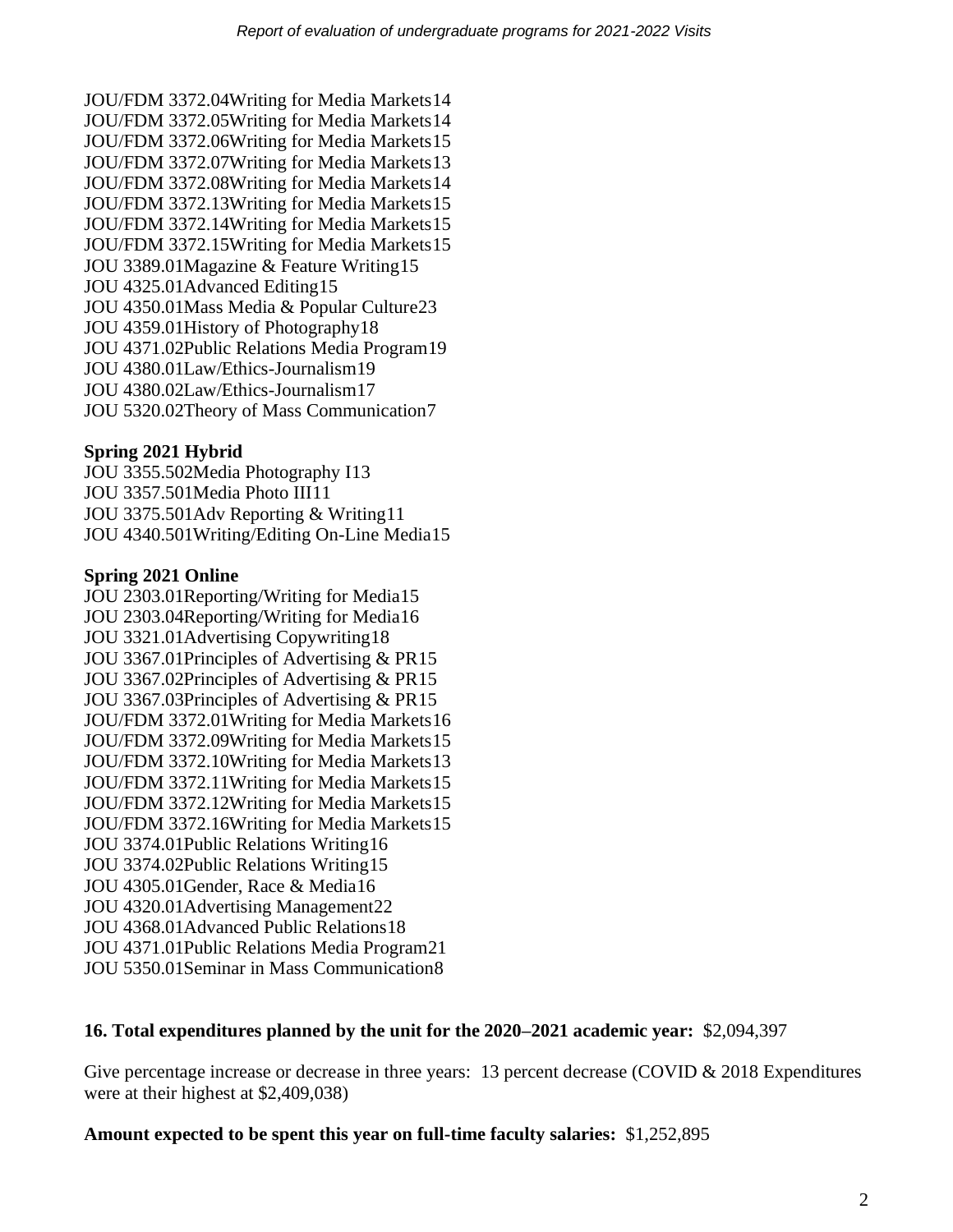JOU/FDM 3372.04Writing for Media Markets14
JOU/FDM 3372.05Writing for Media Markets14
JOU/FDM 3372.06Writing for Media Markets15
JOU/FDM 3372.07Writing for Media Markets13
JOU/FDM 3372.08Writing for Media Markets14
JOU/FDM 3372.13Writing for Media Markets15
JOU/FDM 3372.14Writing for Media Markets15
JOU/FDM 3372.15Writing for Media Markets15
JOU 3389.01Magazine & Feature Writing15
JOU 4325.01Advanced Editing15
JOU 4350.01Mass Media & Popular Culture23
JOU 4359.01History of Photography18
JOU 4371.02Public Relations Media Program19
JOU 4380.01Law/Ethics-Journalism19
JOU 4380.02Law/Ethics-Journalism17
JOU 5320.02Theory of Mass Communication7

**Spring 2021 Hybrid**

JOU 3355.502Media Photography I13
JOU 3357.501Media Photo III11
JOU 3375.501Adv Reporting & Writing11
JOU 4340.501Writing/Editing On-Line Media15

**Spring 2021 Online**

JOU 2303.01Reporting/Writing for Media15
JOU 2303.04Reporting/Writing for Media16
JOU 3321.01Advertising Copywriting18
JOU 3367.01Principles of Advertising & PR15
JOU 3367.02Principles of Advertising & PR15
JOU 3367.03Principles of Advertising & PR15
JOU/FDM 3372.01Writing for Media Markets16
JOU/FDM 3372.09Writing for Media Markets15
JOU/FDM 3372.10Writing for Media Markets13
JOU/FDM 3372.11Writing for Media Markets15
JOU/FDM 3372.12Writing for Media Markets15
JOU/FDM 3372.16Writing for Media Markets15
JOU 3374.01Public Relations Writing16
JOU 3374.02Public Relations Writing15
JOU 4305.01Gender, Race & Media16
JOU 4320.01Advertising Management22
JOU 4368.01Advanced Public Relations18
JOU 4371.01Public Relations Media Program21
JOU 5350.01Seminar in Mass Communication8

**16. Total expenditures planned by the unit for the 2020–2021 academic year:** $2,094,397

Give percentage increase or decrease in three years: 13 percent decrease (COVID & 2018 Expenditures were at their highest at $2,409,038)

**Amount expected to be spent this year on full-time faculty salaries:** $1,252,895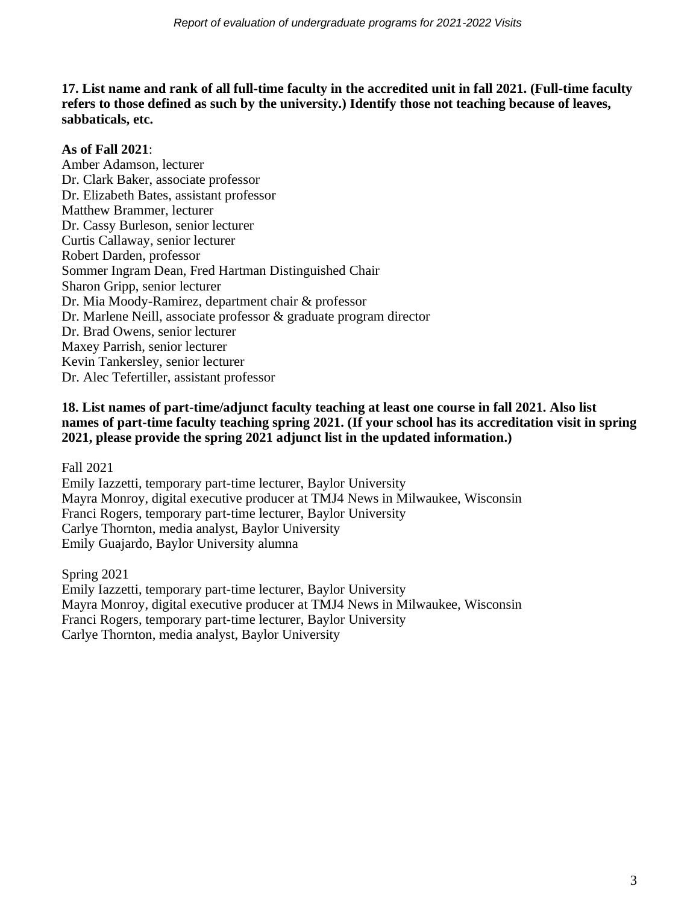**17. List name and rank of all full-time faculty in the accredited unit in fall 2021. (Full-time faculty refers to those defined as such by the university.) Identify those not teaching because of leaves, sabbaticals, etc.**

**As of Fall 2021**:

Amber Adamson, lecturer
Dr. Clark Baker, associate professor
Dr. Elizabeth Bates, assistant professor
Matthew Brammer, lecturer
Dr. Cassy Burleson, senior lecturer
Curtis Callaway, senior lecturer
Robert Darden, professor
Sommer Ingram Dean, Fred Hartman Distinguished Chair
Sharon Gripp, senior lecturer
Dr. Mia Moody-Ramirez, department chair & professor
Dr. Marlene Neill, associate professor & graduate program director
Dr. Brad Owens, senior lecturer
Maxey Parrish, senior lecturer
Kevin Tankersley, senior lecturer
Dr. Alec Tefertiller, assistant professor

**18. List names of part-time/adjunct faculty teaching at least one course in fall 2021. Also list names of part-time faculty teaching spring 2021. (If your school has its accreditation visit in spring 2021, please provide the spring 2021 adjunct list in the updated information.)**

Fall 2021

Emily Iazzetti, temporary part-time lecturer, Baylor University
Mayra Monroy, digital executive producer at TMJ4 News in Milwaukee, Wisconsin
Franci Rogers, temporary part-time lecturer, Baylor University
Carlye Thornton, media analyst, Baylor University
Emily Guajardo, Baylor University alumna

Spring 2021

Emily Iazzetti, temporary part-time lecturer, Baylor University
Mayra Monroy, digital executive producer at TMJ4 News in Milwaukee, Wisconsin
Franci Rogers, temporary part-time lecturer, Baylor University
Carlye Thornton, media analyst, Baylor University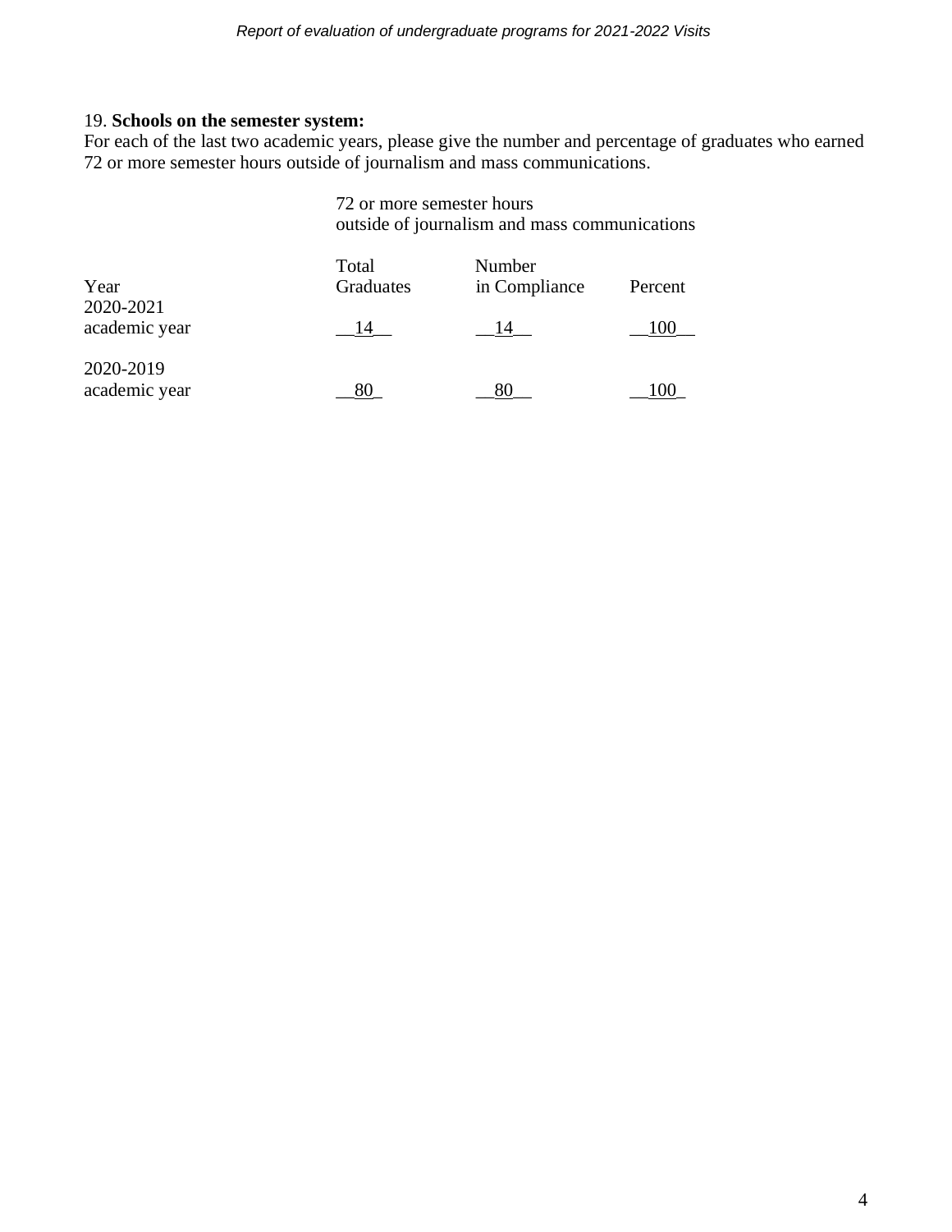19. **Schools on the semester system:**
For each of the last two academic years, please give the number and percentage of graduates who earned 72 or more semester hours outside of journalism and mass communications.

| | 72 or more semester hours outside of journalism and mass communications | | |
|---|---|---|---|
| Year | Total Graduates | Number in Compliance | Percent |
| 2020-2021 academic year | 14 | 14 | 100 |
| 2020-2019 academic year | 80 | 80 | 100 |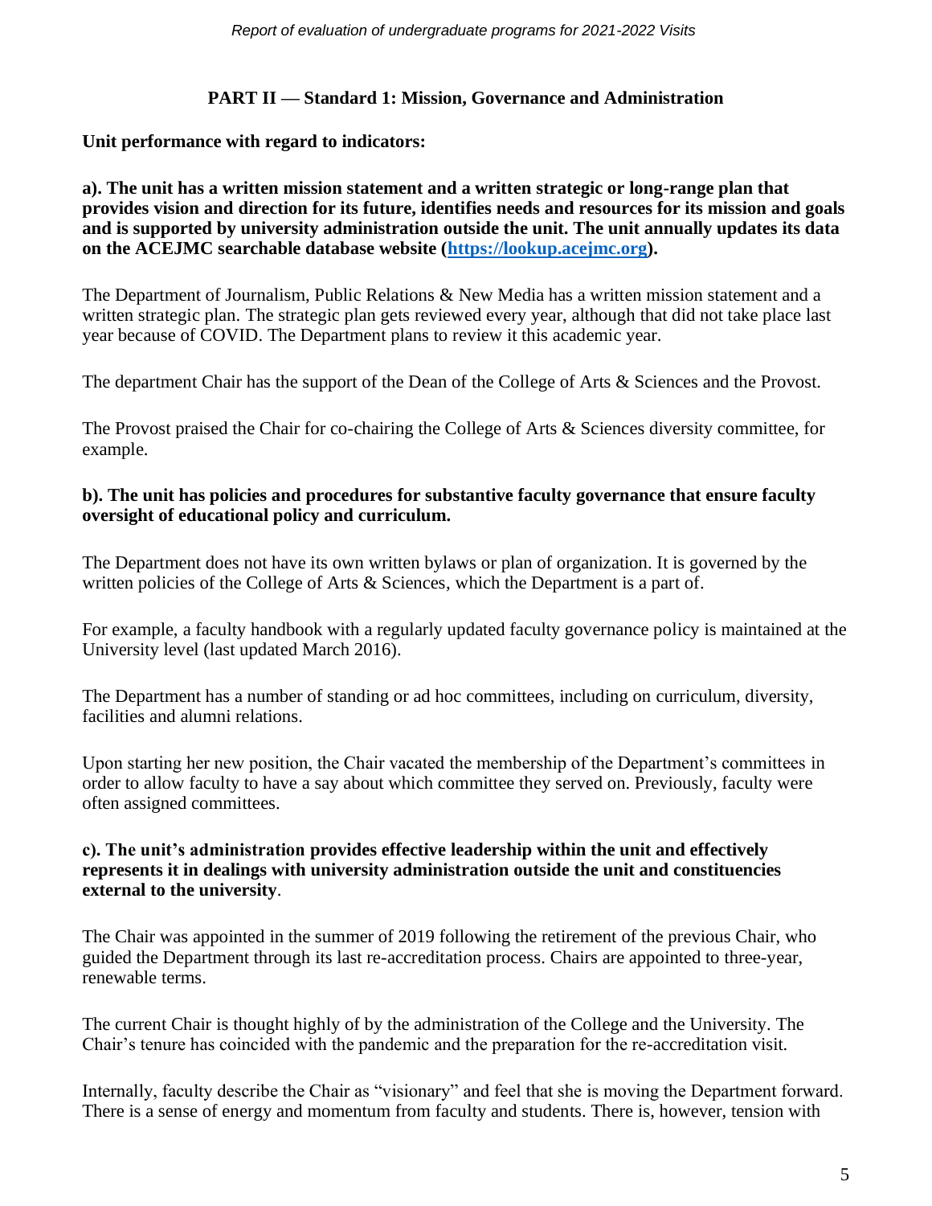## PART II — Standard 1: Mission, Governance and Administration

**Unit performance with regard to indicators:**

**a). The unit has a written mission statement and a written strategic or long-range plan that provides vision and direction for its future, identifies needs and resources for its mission and goals and is supported by university administration outside the unit. The unit annually updates its data on the ACEJMC searchable database website ([https://lookup.acejmc.org](https://lookup.acejmc.org)).**

The Department of Journalism, Public Relations & New Media has a written mission statement and a written strategic plan. The strategic plan gets reviewed every year, although that did not take place last year because of COVID. The Department plans to review it this academic year.

The department Chair has the support of the Dean of the College of Arts & Sciences and the Provost.

The Provost praised the Chair for co-chairing the College of Arts & Sciences diversity committee, for example.

**b). The unit has policies and procedures for substantive faculty governance that ensure faculty oversight of educational policy and curriculum.**

The Department does not have its own written bylaws or plan of organization. It is governed by the written policies of the College of Arts & Sciences, which the Department is a part of.

For example, a faculty handbook with a regularly updated faculty governance policy is maintained at the University level (last updated March 2016).

The Department has a number of standing or ad hoc committees, including on curriculum, diversity, facilities and alumni relations.

Upon starting her new position, the Chair vacated the membership of the Department's committees in order to allow faculty to have a say about which committee they served on. Previously, faculty were often assigned committees.

**c). The unit's administration provides effective leadership within the unit and effectively represents it in dealings with university administration outside the unit and constituencies external to the university**.

The Chair was appointed in the summer of 2019 following the retirement of the previous Chair, who guided the Department through its last re-accreditation process. Chairs are appointed to three-year, renewable terms.

The current Chair is thought highly of by the administration of the College and the University. The Chair's tenure has coincided with the pandemic and the preparation for the re-accreditation visit.

Internally, faculty describe the Chair as "visionary" and feel that she is moving the Department forward. There is a sense of energy and momentum from faculty and students. There is, however, tension with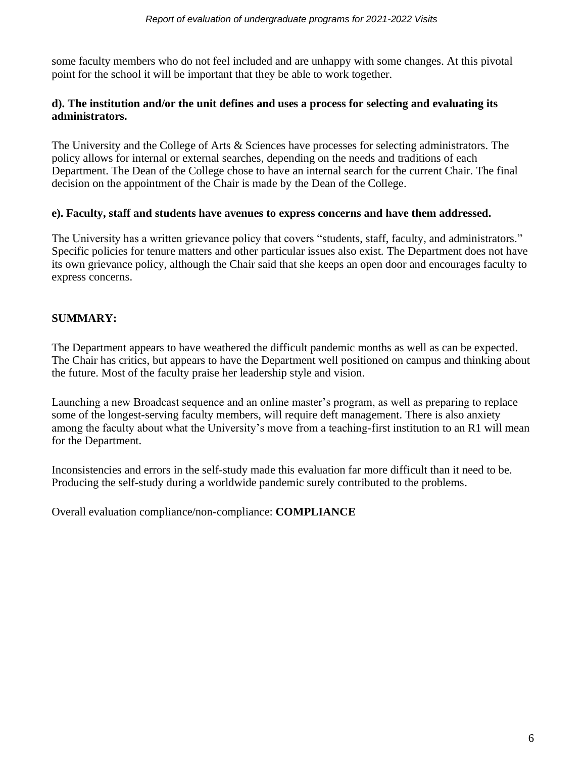some faculty members who do not feel included and are unhappy with some changes. At this pivotal point for the school it will be important that they be able to work together.

**d). The institution and/or the unit defines and uses a process for selecting and evaluating its administrators.**

The University and the College of Arts & Sciences have processes for selecting administrators. The policy allows for internal or external searches, depending on the needs and traditions of each Department. The Dean of the College chose to have an internal search for the current Chair. The final decision on the appointment of the Chair is made by the Dean of the College.

**e). Faculty, staff and students have avenues to express concerns and have them addressed.**

The University has a written grievance policy that covers "students, staff, faculty, and administrators." Specific policies for tenure matters and other particular issues also exist. The Department does not have its own grievance policy, although the Chair said that she keeps an open door and encourages faculty to express concerns.

**SUMMARY:**

The Department appears to have weathered the difficult pandemic months as well as can be expected. The Chair has critics, but appears to have the Department well positioned on campus and thinking about the future. Most of the faculty praise her leadership style and vision.

Launching a new Broadcast sequence and an online master's program, as well as preparing to replace some of the longest-serving faculty members, will require deft management. There is also anxiety among the faculty about what the University's move from a teaching-first institution to an R1 will mean for the Department.

Inconsistencies and errors in the self-study made this evaluation far more difficult than it need to be. Producing the self-study during a worldwide pandemic surely contributed to the problems.

Overall evaluation compliance/non-compliance: **COMPLIANCE**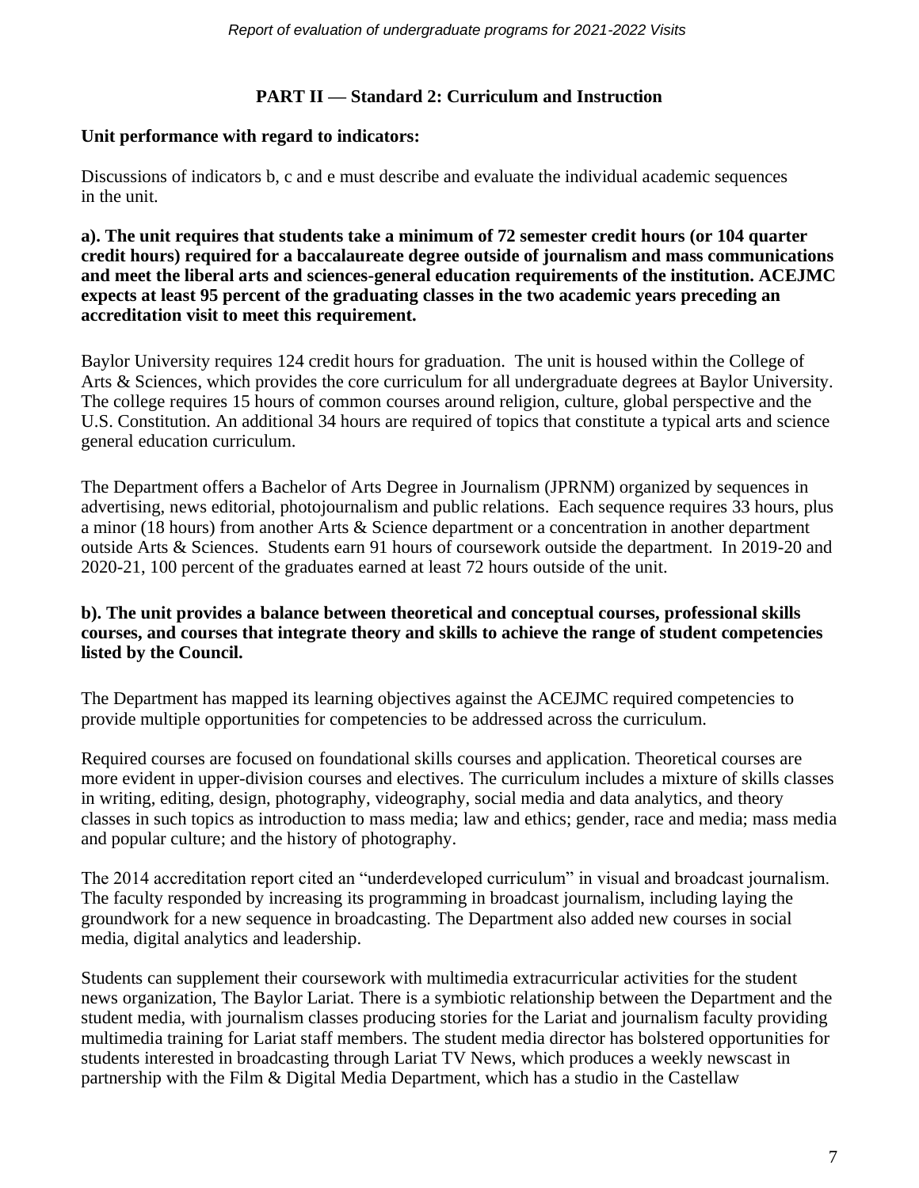## PART II — Standard 2: Curriculum and Instruction

**Unit performance with regard to indicators:**

Discussions of indicators b, c and e must describe and evaluate the individual academic sequences in the unit.

**a). The unit requires that students take a minimum of 72 semester credit hours (or 104 quarter credit hours) required for a baccalaureate degree outside of journalism and mass communications and meet the liberal arts and sciences-general education requirements of the institution. ACEJMC expects at least 95 percent of the graduating classes in the two academic years preceding an accreditation visit to meet this requirement.**

Baylor University requires 124 credit hours for graduation. The unit is housed within the College of Arts & Sciences, which provides the core curriculum for all undergraduate degrees at Baylor University. The college requires 15 hours of common courses around religion, culture, global perspective and the U.S. Constitution. An additional 34 hours are required of topics that constitute a typical arts and science general education curriculum.

The Department offers a Bachelor of Arts Degree in Journalism (JPRNM) organized by sequences in advertising, news editorial, photojournalism and public relations. Each sequence requires 33 hours, plus a minor (18 hours) from another Arts & Science department or a concentration in another department outside Arts & Sciences. Students earn 91 hours of coursework outside the department. In 2019-20 and 2020-21, 100 percent of the graduates earned at least 72 hours outside of the unit.

**b). The unit provides a balance between theoretical and conceptual courses, professional skills courses, and courses that integrate theory and skills to achieve the range of student competencies listed by the Council.**

The Department has mapped its learning objectives against the ACEJMC required competencies to provide multiple opportunities for competencies to be addressed across the curriculum.

Required courses are focused on foundational skills courses and application. Theoretical courses are more evident in upper-division courses and electives. The curriculum includes a mixture of skills classes in writing, editing, design, photography, videography, social media and data analytics, and theory classes in such topics as introduction to mass media; law and ethics; gender, race and media; mass media and popular culture; and the history of photography.

The 2014 accreditation report cited an "underdeveloped curriculum" in visual and broadcast journalism. The faculty responded by increasing its programming in broadcast journalism, including laying the groundwork for a new sequence in broadcasting. The Department also added new courses in social media, digital analytics and leadership.

Students can supplement their coursework with multimedia extracurricular activities for the student news organization, The Baylor Lariat. There is a symbiotic relationship between the Department and the student media, with journalism classes producing stories for the Lariat and journalism faculty providing multimedia training for Lariat staff members. The student media director has bolstered opportunities for students interested in broadcasting through Lariat TV News, which produces a weekly newscast in partnership with the Film & Digital Media Department, which has a studio in the Castellaw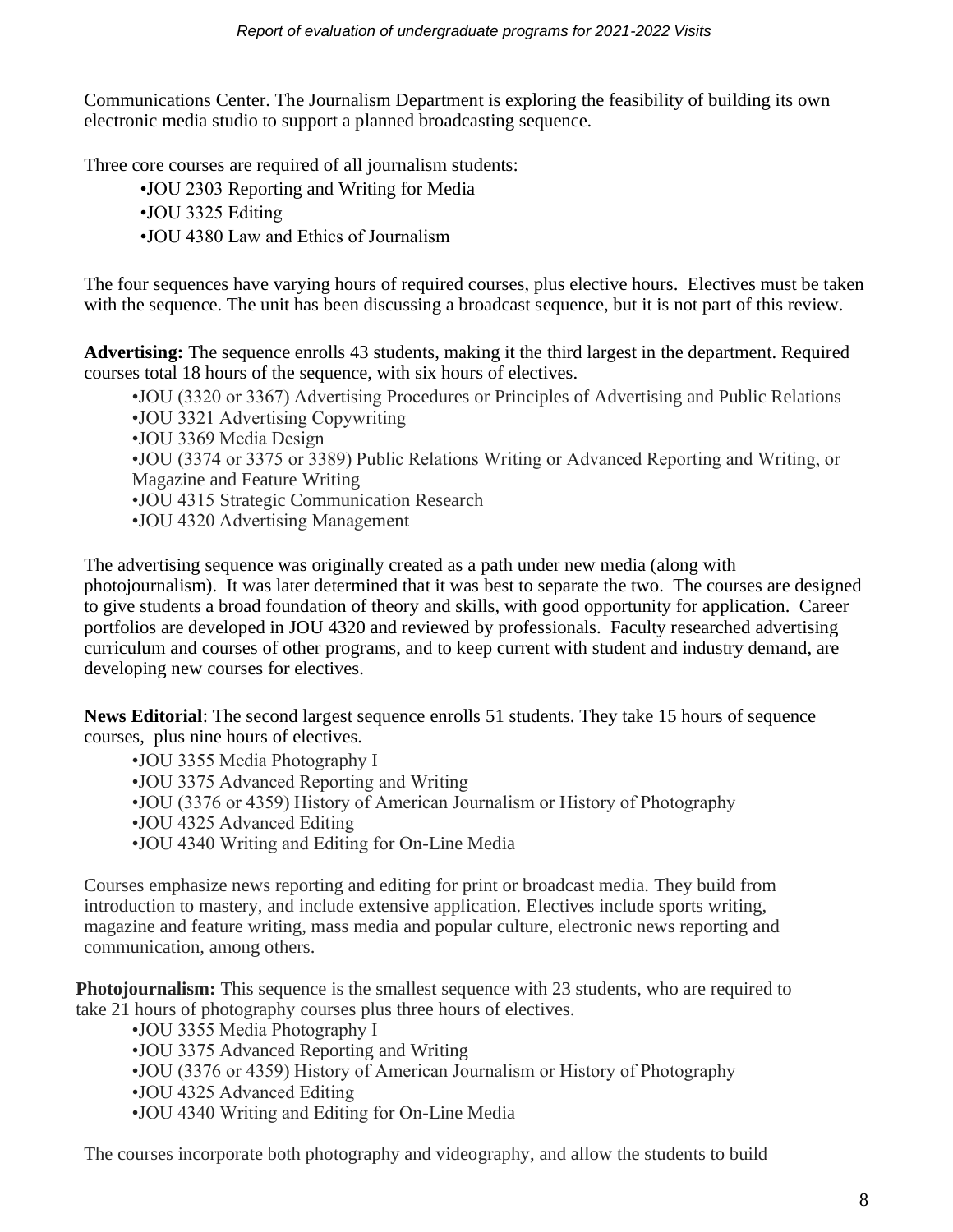Communications Center. The Journalism Department is exploring the feasibility of building its own electronic media studio to support a planned broadcasting sequence.

Three core courses are required of all journalism students:

- JOU 2303 Reporting and Writing for Media
- JOU 3325 Editing
- JOU 4380 Law and Ethics of Journalism

The four sequences have varying hours of required courses, plus elective hours. Electives must be taken with the sequence. The unit has been discussing a broadcast sequence, but it is not part of this review.

**Advertising:** The sequence enrolls 43 students, making it the third largest in the department. Required courses total 18 hours of the sequence, with six hours of electives.

- JOU (3320 or 3367) Advertising Procedures or Principles of Advertising and Public Relations
- JOU 3321 Advertising Copywriting
- JOU 3369 Media Design
- JOU (3374 or 3375 or 3389) Public Relations Writing or Advanced Reporting and Writing, or Magazine and Feature Writing
- JOU 4315 Strategic Communication Research
- JOU 4320 Advertising Management

The advertising sequence was originally created as a path under new media (along with photojournalism). It was later determined that it was best to separate the two. The courses are designed to give students a broad foundation of theory and skills, with good opportunity for application. Career portfolios are developed in JOU 4320 and reviewed by professionals. Faculty researched advertising curriculum and courses of other programs, and to keep current with student and industry demand, are developing new courses for electives.

**News Editorial**: The second largest sequence enrolls 51 students. They take 15 hours of sequence courses, plus nine hours of electives.

- JOU 3355 Media Photography I
- JOU 3375 Advanced Reporting and Writing
- JOU (3376 or 4359) History of American Journalism or History of Photography
- JOU 4325 Advanced Editing
- JOU 4340 Writing and Editing for On-Line Media

Courses emphasize news reporting and editing for print or broadcast media. They build from introduction to mastery, and include extensive application. Electives include sports writing, magazine and feature writing, mass media and popular culture, electronic news reporting and communication, among others.

**Photojournalism:** This sequence is the smallest sequence with 23 students, who are required to take 21 hours of photography courses plus three hours of electives.

- JOU 3355 Media Photography I
- JOU 3375 Advanced Reporting and Writing
- JOU (3376 or 4359) History of American Journalism or History of Photography
- JOU 4325 Advanced Editing
- JOU 4340 Writing and Editing for On-Line Media

The courses incorporate both photography and videography, and allow the students to build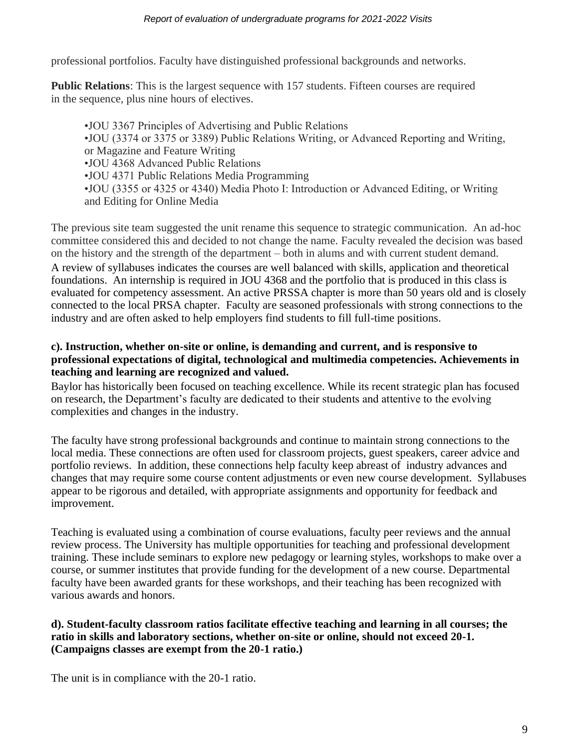professional portfolios. Faculty have distinguished professional backgrounds and networks.

**Public Relations**: This is the largest sequence with 157 students. Fifteen courses are required in the sequence, plus nine hours of electives.

- •JOU 3367 Principles of Advertising and Public Relations
- •JOU (3374 or 3375 or 3389) Public Relations Writing, or Advanced Reporting and Writing, or Magazine and Feature Writing
- •JOU 4368 Advanced Public Relations
- •JOU 4371 Public Relations Media Programming
- •JOU (3355 or 4325 or 4340) Media Photo I: Introduction or Advanced Editing, or Writing and Editing for Online Media

The previous site team suggested the unit rename this sequence to strategic communication. An ad-hoc committee considered this and decided to not change the name. Faculty revealed the decision was based on the history and the strength of the department – both in alums and with current student demand. A review of syllabuses indicates the courses are well balanced with skills, application and theoretical foundations. An internship is required in JOU 4368 and the portfolio that is produced in this class is evaluated for competency assessment. An active PRSSA chapter is more than 50 years old and is closely connected to the local PRSA chapter. Faculty are seasoned professionals with strong connections to the industry and are often asked to help employers find students to fill full-time positions.

**c). Instruction, whether on-site or online, is demanding and current, and is responsive to professional expectations of digital, technological and multimedia competencies. Achievements in teaching and learning are recognized and valued.**

Baylor has historically been focused on teaching excellence. While its recent strategic plan has focused on research, the Department's faculty are dedicated to their students and attentive to the evolving complexities and changes in the industry.

The faculty have strong professional backgrounds and continue to maintain strong connections to the local media. These connections are often used for classroom projects, guest speakers, career advice and portfolio reviews. In addition, these connections help faculty keep abreast of industry advances and changes that may require some course content adjustments or even new course development. Syllabuses appear to be rigorous and detailed, with appropriate assignments and opportunity for feedback and improvement.

Teaching is evaluated using a combination of course evaluations, faculty peer reviews and the annual review process. The University has multiple opportunities for teaching and professional development training. These include seminars to explore new pedagogy or learning styles, workshops to make over a course, or summer institutes that provide funding for the development of a new course. Departmental faculty have been awarded grants for these workshops, and their teaching has been recognized with various awards and honors.

**d). Student-faculty classroom ratios facilitate effective teaching and learning in all courses; the ratio in skills and laboratory sections, whether on-site or online, should not exceed 20-1. (Campaigns classes are exempt from the 20-1 ratio.)**

The unit is in compliance with the 20-1 ratio.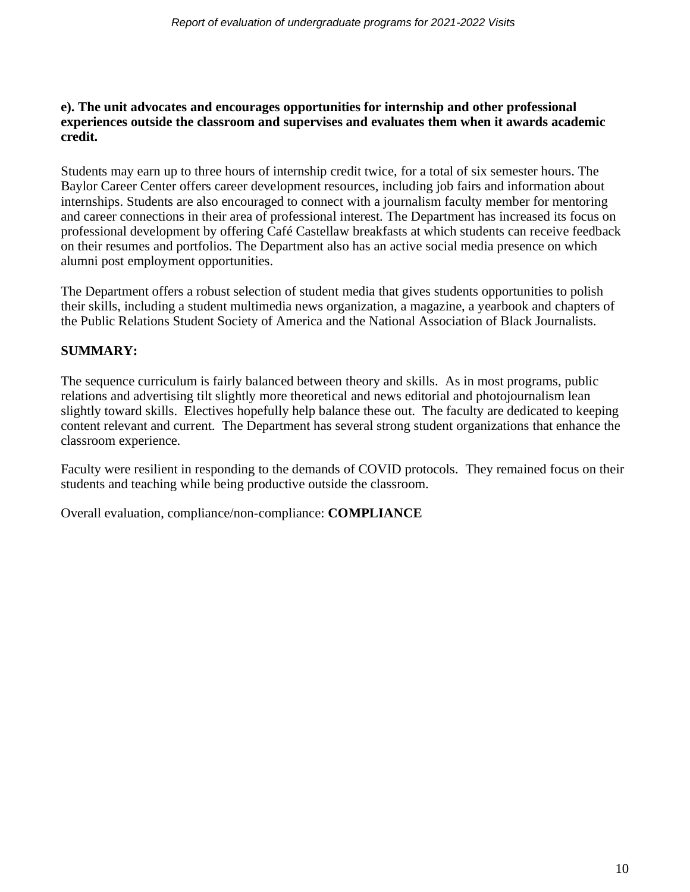**e). The unit advocates and encourages opportunities for internship and other professional experiences outside the classroom and supervises and evaluates them when it awards academic credit.**

Students may earn up to three hours of internship credit twice, for a total of six semester hours. The Baylor Career Center offers career development resources, including job fairs and information about internships. Students are also encouraged to connect with a journalism faculty member for mentoring and career connections in their area of professional interest. The Department has increased its focus on professional development by offering Café Castellaw breakfasts at which students can receive feedback on their resumes and portfolios. The Department also has an active social media presence on which alumni post employment opportunities.

The Department offers a robust selection of student media that gives students opportunities to polish their skills, including a student multimedia news organization, a magazine, a yearbook and chapters of the Public Relations Student Society of America and the National Association of Black Journalists.

**SUMMARY:**

The sequence curriculum is fairly balanced between theory and skills. As in most programs, public relations and advertising tilt slightly more theoretical and news editorial and photojournalism lean slightly toward skills. Electives hopefully help balance these out. The faculty are dedicated to keeping content relevant and current. The Department has several strong student organizations that enhance the classroom experience.

Faculty were resilient in responding to the demands of COVID protocols. They remained focus on their students and teaching while being productive outside the classroom.

Overall evaluation, compliance/non-compliance: **COMPLIANCE**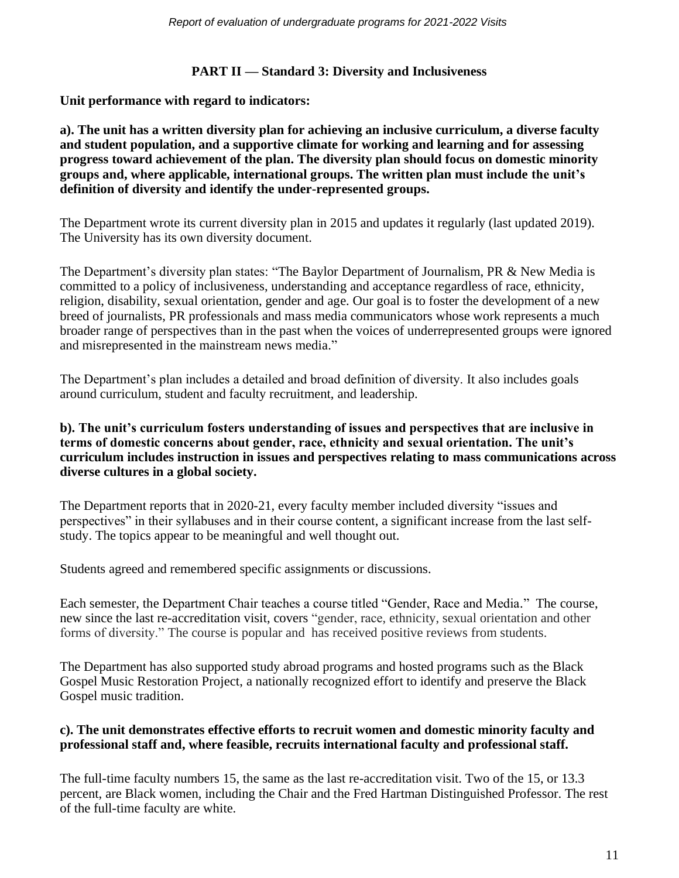## PART II — Standard 3: Diversity and Inclusiveness

**Unit performance with regard to indicators:**

**a). The unit has a written diversity plan for achieving an inclusive curriculum, a diverse faculty and student population, and a supportive climate for working and learning and for assessing progress toward achievement of the plan. The diversity plan should focus on domestic minority groups and, where applicable, international groups. The written plan must include the unit's definition of diversity and identify the under-represented groups.**

The Department wrote its current diversity plan in 2015 and updates it regularly (last updated 2019). The University has its own diversity document.

The Department's diversity plan states: "The Baylor Department of Journalism, PR & New Media is committed to a policy of inclusiveness, understanding and acceptance regardless of race, ethnicity, religion, disability, sexual orientation, gender and age. Our goal is to foster the development of a new breed of journalists, PR professionals and mass media communicators whose work represents a much broader range of perspectives than in the past when the voices of underrepresented groups were ignored and misrepresented in the mainstream news media."

The Department's plan includes a detailed and broad definition of diversity. It also includes goals around curriculum, student and faculty recruitment, and leadership.

**b). The unit's curriculum fosters understanding of issues and perspectives that are inclusive in terms of domestic concerns about gender, race, ethnicity and sexual orientation. The unit's curriculum includes instruction in issues and perspectives relating to mass communications across diverse cultures in a global society.**

The Department reports that in 2020-21, every faculty member included diversity "issues and perspectives" in their syllabuses and in their course content, a significant increase from the last self-study. The topics appear to be meaningful and well thought out.

Students agreed and remembered specific assignments or discussions.

Each semester, the Department Chair teaches a course titled "Gender, Race and Media." The course, new since the last re-accreditation visit, covers "gender, race, ethnicity, sexual orientation and other forms of diversity." The course is popular and has received positive reviews from students.

The Department has also supported study abroad programs and hosted programs such as the Black Gospel Music Restoration Project, a nationally recognized effort to identify and preserve the Black Gospel music tradition.

**c). The unit demonstrates effective efforts to recruit women and domestic minority faculty and professional staff and, where feasible, recruits international faculty and professional staff.**

The full-time faculty numbers 15, the same as the last re-accreditation visit. Two of the 15, or 13.3 percent, are Black women, including the Chair and the Fred Hartman Distinguished Professor. The rest of the full-time faculty are white.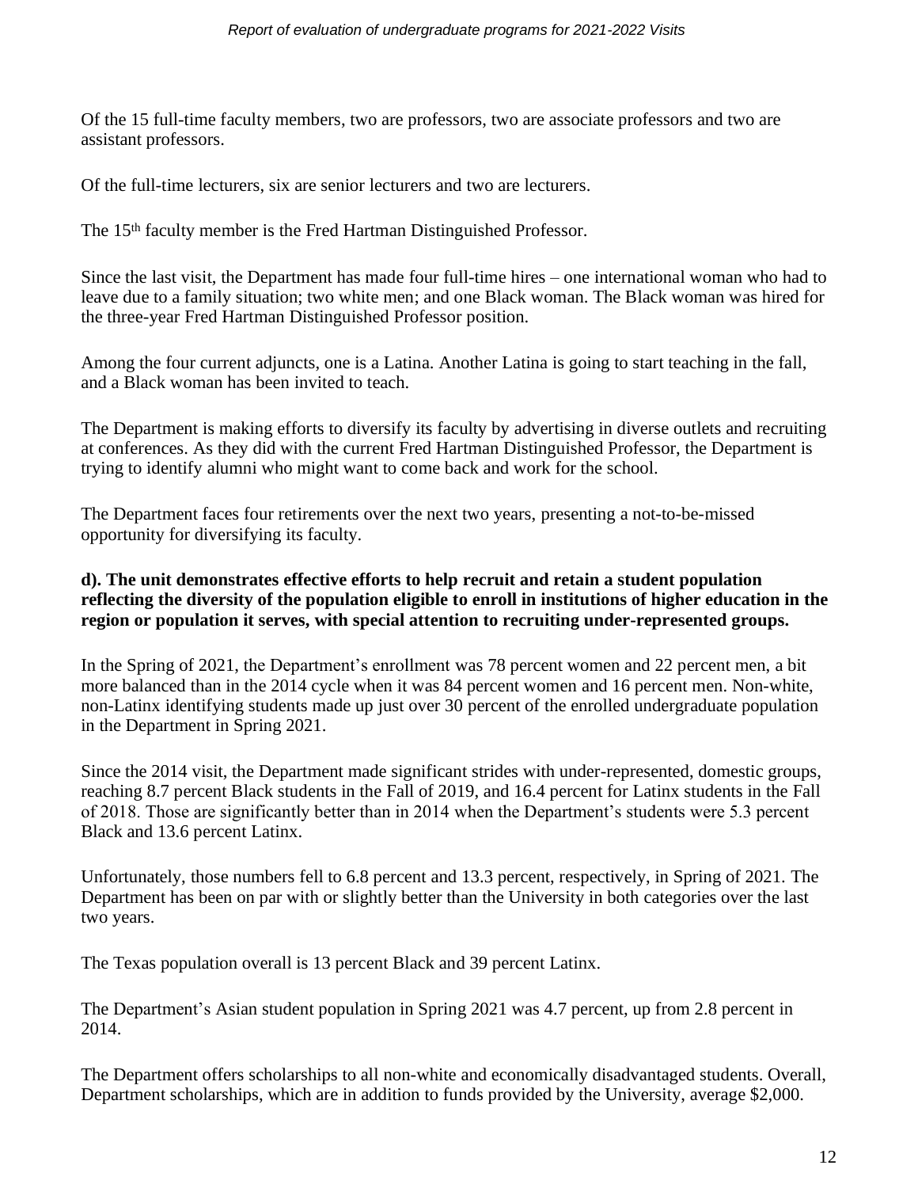Of the 15 full-time faculty members, two are professors, two are associate professors and two are assistant professors.

Of the full-time lecturers, six are senior lecturers and two are lecturers.

The 15th faculty member is the Fred Hartman Distinguished Professor.

Since the last visit, the Department has made four full-time hires – one international woman who had to leave due to a family situation; two white men; and one Black woman. The Black woman was hired for the three-year Fred Hartman Distinguished Professor position.

Among the four current adjuncts, one is a Latina. Another Latina is going to start teaching in the fall, and a Black woman has been invited to teach.

The Department is making efforts to diversify its faculty by advertising in diverse outlets and recruiting at conferences. As they did with the current Fred Hartman Distinguished Professor, the Department is trying to identify alumni who might want to come back and work for the school.

The Department faces four retirements over the next two years, presenting a not-to-be-missed opportunity for diversifying its faculty.

**d). The unit demonstrates effective efforts to help recruit and retain a student population reflecting the diversity of the population eligible to enroll in institutions of higher education in the region or population it serves, with special attention to recruiting under-represented groups.**

In the Spring of 2021, the Department's enrollment was 78 percent women and 22 percent men, a bit more balanced than in the 2014 cycle when it was 84 percent women and 16 percent men. Non-white, non-Latinx identifying students made up just over 30 percent of the enrolled undergraduate population in the Department in Spring 2021.

Since the 2014 visit, the Department made significant strides with under-represented, domestic groups, reaching 8.7 percent Black students in the Fall of 2019, and 16.4 percent for Latinx students in the Fall of 2018. Those are significantly better than in 2014 when the Department's students were 5.3 percent Black and 13.6 percent Latinx.

Unfortunately, those numbers fell to 6.8 percent and 13.3 percent, respectively, in Spring of 2021. The Department has been on par with or slightly better than the University in both categories over the last two years.

The Texas population overall is 13 percent Black and 39 percent Latinx.

The Department's Asian student population in Spring 2021 was 4.7 percent, up from 2.8 percent in 2014.

The Department offers scholarships to all non-white and economically disadvantaged students. Overall, Department scholarships, which are in addition to funds provided by the University, average $2,000.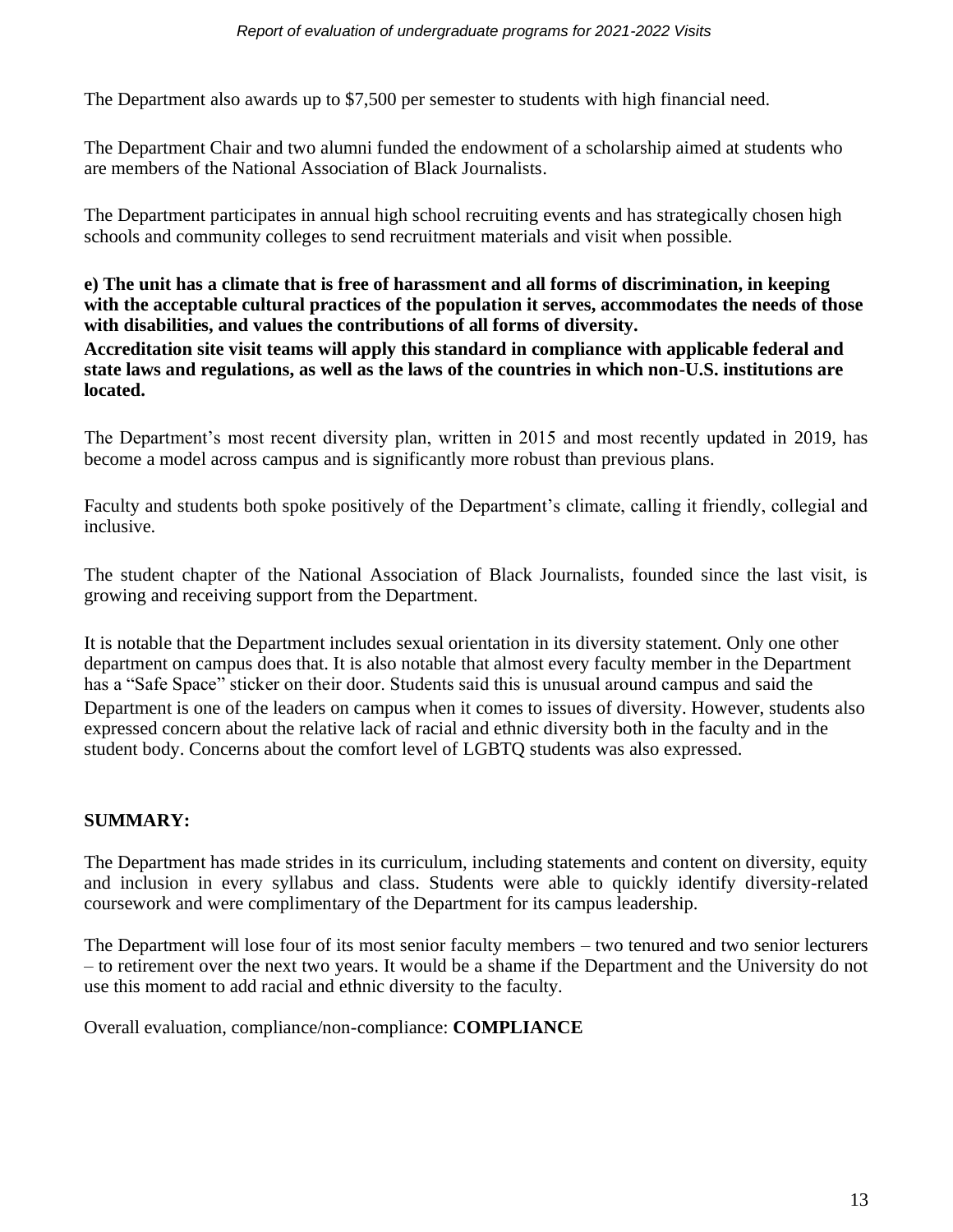The Department also awards up to $7,500 per semester to students with high financial need.

The Department Chair and two alumni funded the endowment of a scholarship aimed at students who are members of the National Association of Black Journalists.

The Department participates in annual high school recruiting events and has strategically chosen high schools and community colleges to send recruitment materials and visit when possible.

**e) The unit has a climate that is free of harassment and all forms of discrimination, in keeping with the acceptable cultural practices of the population it serves, accommodates the needs of those with disabilities, and values the contributions of all forms of diversity.**

**Accreditation site visit teams will apply this standard in compliance with applicable federal and state laws and regulations, as well as the laws of the countries in which non-U.S. institutions are located.**

The Department's most recent diversity plan, written in 2015 and most recently updated in 2019, has become a model across campus and is significantly more robust than previous plans.

Faculty and students both spoke positively of the Department's climate, calling it friendly, collegial and inclusive.

The student chapter of the National Association of Black Journalists, founded since the last visit, is growing and receiving support from the Department.

It is notable that the Department includes sexual orientation in its diversity statement. Only one other department on campus does that. It is also notable that almost every faculty member in the Department has a "Safe Space" sticker on their door. Students said this is unusual around campus and said the Department is one of the leaders on campus when it comes to issues of diversity. However, students also expressed concern about the relative lack of racial and ethnic diversity both in the faculty and in the student body. Concerns about the comfort level of LGBTQ students was also expressed.

**SUMMARY:**

The Department has made strides in its curriculum, including statements and content on diversity, equity and inclusion in every syllabus and class. Students were able to quickly identify diversity-related coursework and were complimentary of the Department for its campus leadership.

The Department will lose four of its most senior faculty members – two tenured and two senior lecturers – to retirement over the next two years. It would be a shame if the Department and the University do not use this moment to add racial and ethnic diversity to the faculty.

Overall evaluation, compliance/non-compliance: **COMPLIANCE**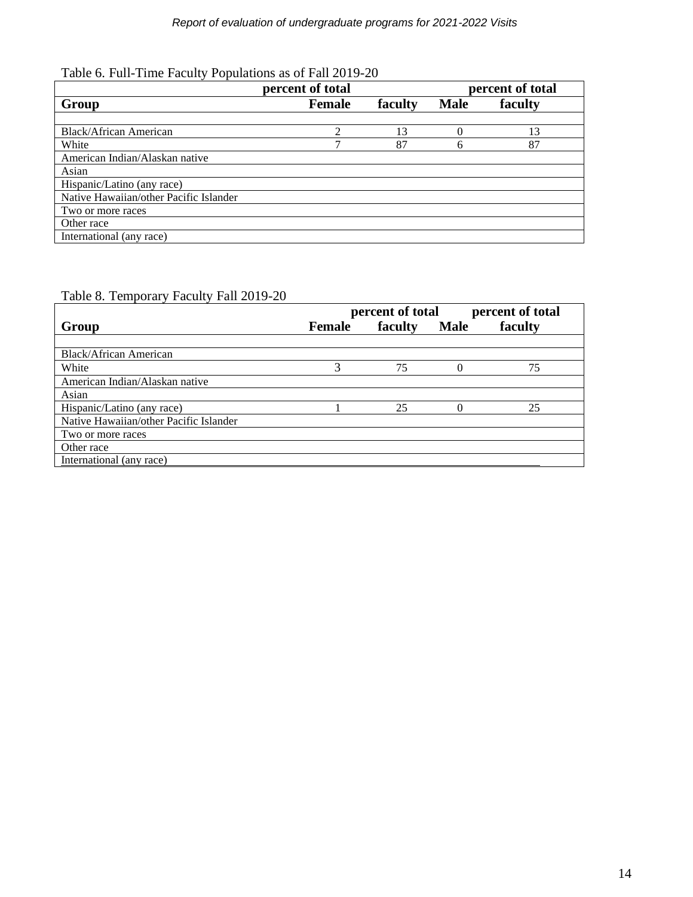Table 6. Full-Time Faculty Populations as of Fall 2019-20

| Group | Female | percent of total faculty | Male | percent of total faculty |
|---|---|---|---|---|
| | | | | |
| Black/African American | 2 | 13 | 0 | 13 |
| White | 7 | 87 | 6 | 87 |
| American Indian/Alaskan native | | | | |
| Asian | | | | |
| Hispanic/Latino (any race) | | | | |
| Native Hawaiian/other Pacific Islander | | | | |
| Two or more races | | | | |
| Other race | | | | |
| International (any race) | | | | |

Table 8. Temporary Faculty Fall 2019-20

| Group | Female | percent of total faculty | Male | percent of total faculty |
|---|---|---|---|---|
| | | | | |
| Black/African American | | | | |
| White | 3 | 75 | 0 | 75 |
| American Indian/Alaskan native | | | | |
| Asian | | | | |
| Hispanic/Latino (any race) | 1 | 25 | 0 | 25 |
| Native Hawaiian/other Pacific Islander | | | | |
| Two or more races | | | | |
| Other race | | | | |
| International (any race) | | | | |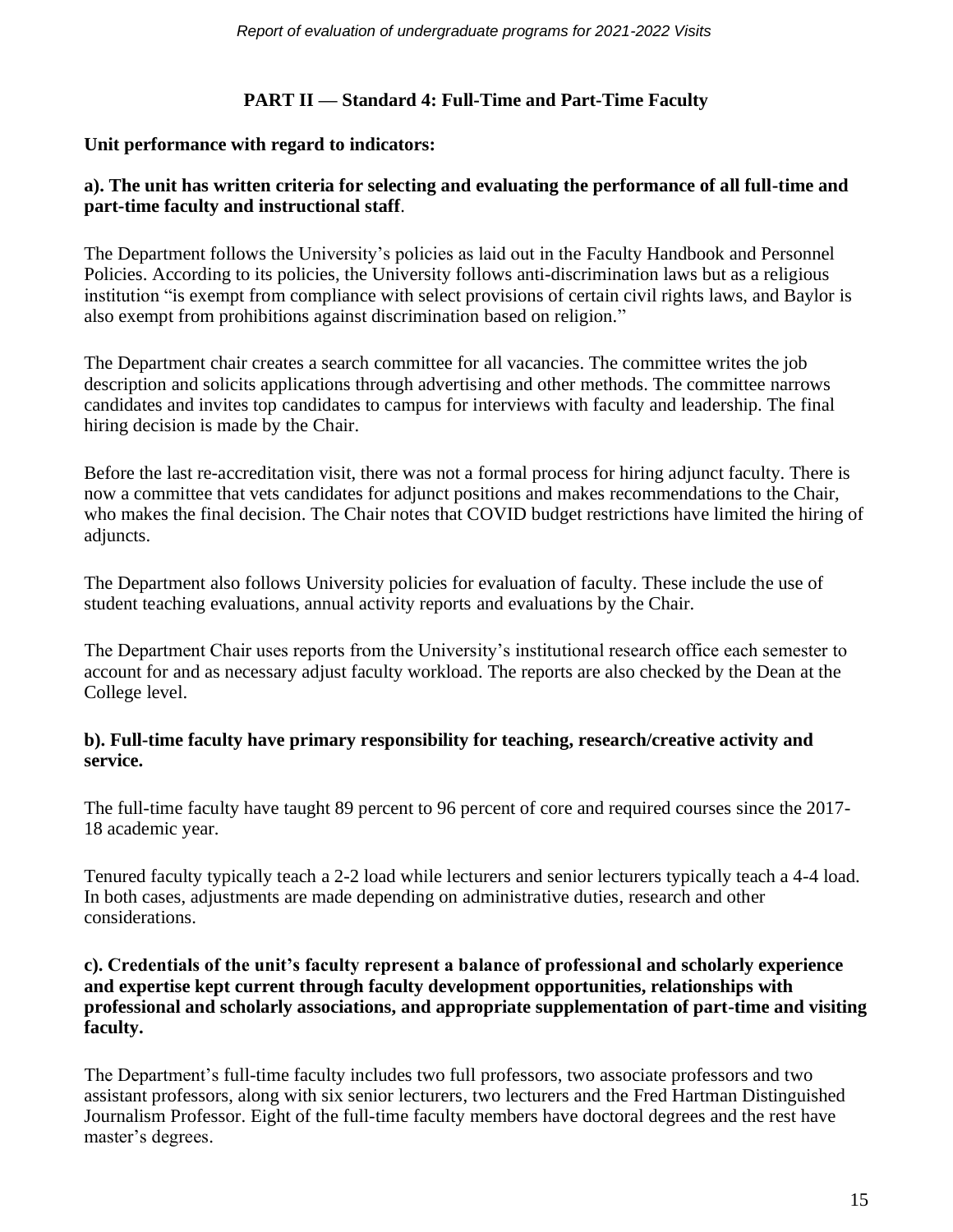## PART II — Standard 4: Full-Time and Part-Time Faculty

**Unit performance with regard to indicators:**

**a). The unit has written criteria for selecting and evaluating the performance of all full-time and part-time faculty and instructional staff**.

The Department follows the University's policies as laid out in the Faculty Handbook and Personnel Policies. According to its policies, the University follows anti-discrimination laws but as a religious institution "is exempt from compliance with select provisions of certain civil rights laws, and Baylor is also exempt from prohibitions against discrimination based on religion."

The Department chair creates a search committee for all vacancies. The committee writes the job description and solicits applications through advertising and other methods. The committee narrows candidates and invites top candidates to campus for interviews with faculty and leadership. The final hiring decision is made by the Chair.

Before the last re-accreditation visit, there was not a formal process for hiring adjunct faculty. There is now a committee that vets candidates for adjunct positions and makes recommendations to the Chair, who makes the final decision. The Chair notes that COVID budget restrictions have limited the hiring of adjuncts.

The Department also follows University policies for evaluation of faculty. These include the use of student teaching evaluations, annual activity reports and evaluations by the Chair.

The Department Chair uses reports from the University's institutional research office each semester to account for and as necessary adjust faculty workload. The reports are also checked by the Dean at the College level.

**b). Full-time faculty have primary responsibility for teaching, research/creative activity and service.**

The full-time faculty have taught 89 percent to 96 percent of core and required courses since the 2017-18 academic year.

Tenured faculty typically teach a 2-2 load while lecturers and senior lecturers typically teach a 4-4 load. In both cases, adjustments are made depending on administrative duties, research and other considerations.

**c). Credentials of the unit's faculty represent a balance of professional and scholarly experience and expertise kept current through faculty development opportunities, relationships with professional and scholarly associations, and appropriate supplementation of part-time and visiting faculty.**

The Department's full-time faculty includes two full professors, two associate professors and two assistant professors, along with six senior lecturers, two lecturers and the Fred Hartman Distinguished Journalism Professor. Eight of the full-time faculty members have doctoral degrees and the rest have master's degrees.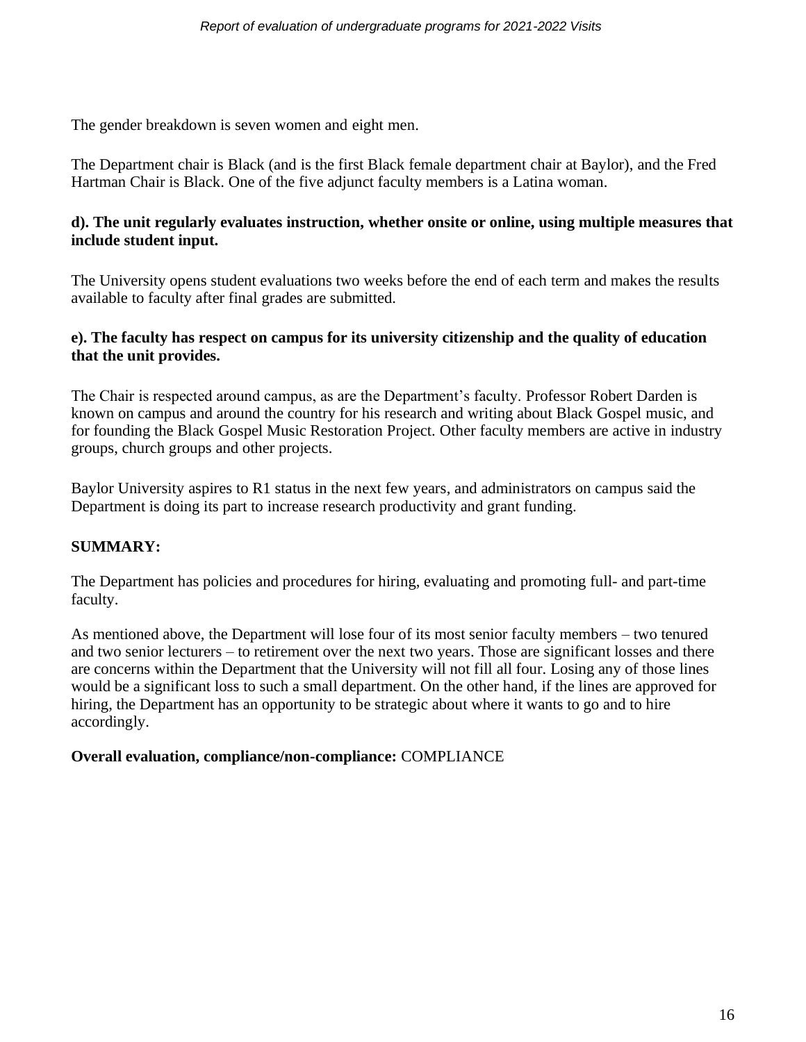The gender breakdown is seven women and eight men.

The Department chair is Black (and is the first Black female department chair at Baylor), and the Fred Hartman Chair is Black. One of the five adjunct faculty members is a Latina woman.

**d). The unit regularly evaluates instruction, whether onsite or online, using multiple measures that include student input.**

The University opens student evaluations two weeks before the end of each term and makes the results available to faculty after final grades are submitted.

**e). The faculty has respect on campus for its university citizenship and the quality of education that the unit provides.**

The Chair is respected around campus, as are the Department's faculty. Professor Robert Darden is known on campus and around the country for his research and writing about Black Gospel music, and for founding the Black Gospel Music Restoration Project. Other faculty members are active in industry groups, church groups and other projects.

Baylor University aspires to R1 status in the next few years, and administrators on campus said the Department is doing its part to increase research productivity and grant funding.

**SUMMARY:**

The Department has policies and procedures for hiring, evaluating and promoting full- and part-time faculty.

As mentioned above, the Department will lose four of its most senior faculty members – two tenured and two senior lecturers – to retirement over the next two years. Those are significant losses and there are concerns within the Department that the University will not fill all four. Losing any of those lines would be a significant loss to such a small department. On the other hand, if the lines are approved for hiring, the Department has an opportunity to be strategic about where it wants to go and to hire accordingly.

**Overall evaluation, compliance/non-compliance:** COMPLIANCE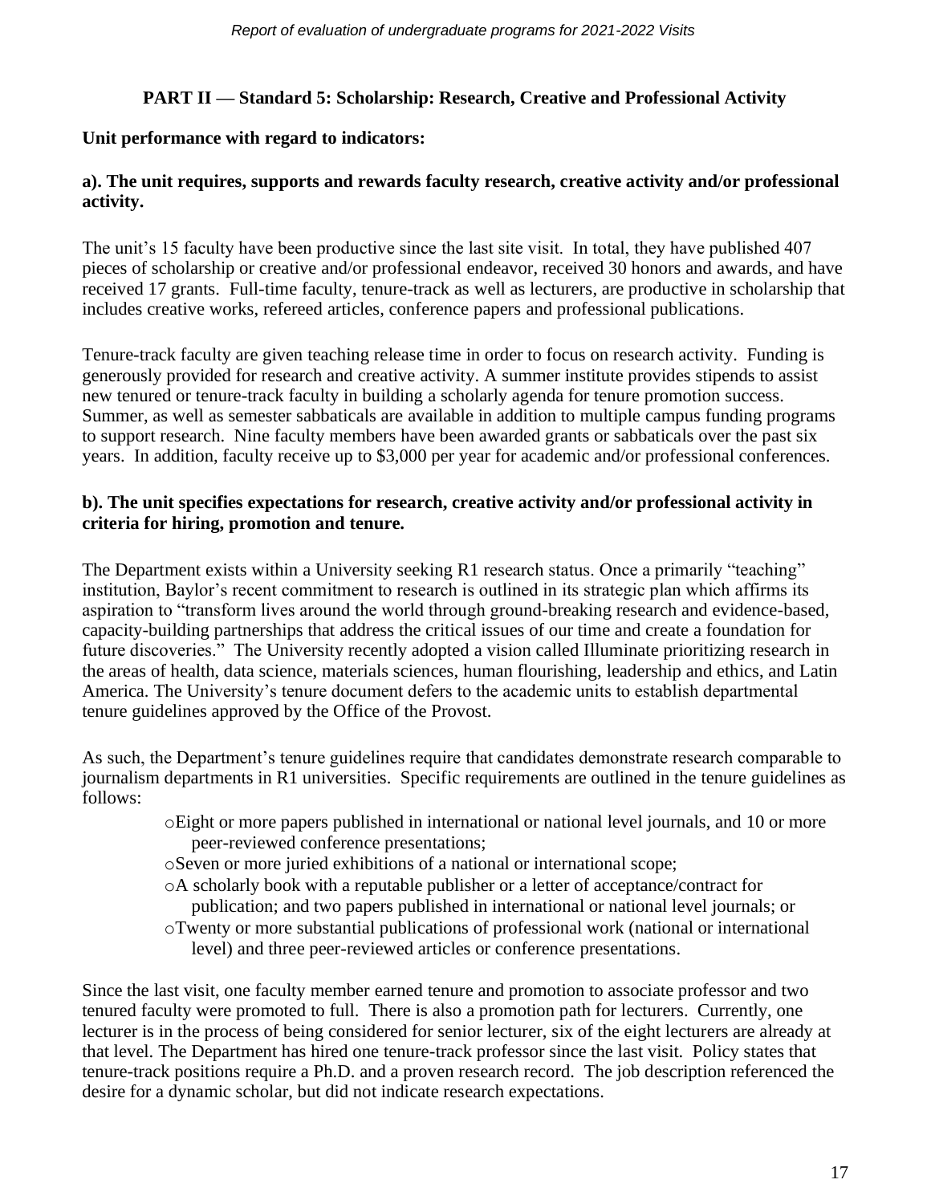## PART II — Standard 5: Scholarship: Research, Creative and Professional Activity

**Unit performance with regard to indicators:**

**a). The unit requires, supports and rewards faculty research, creative activity and/or professional activity.**

The unit's 15 faculty have been productive since the last site visit. In total, they have published 407 pieces of scholarship or creative and/or professional endeavor, received 30 honors and awards, and have received 17 grants. Full-time faculty, tenure-track as well as lecturers, are productive in scholarship that includes creative works, refereed articles, conference papers and professional publications.

Tenure-track faculty are given teaching release time in order to focus on research activity. Funding is generously provided for research and creative activity. A summer institute provides stipends to assist new tenured or tenure-track faculty in building a scholarly agenda for tenure promotion success. Summer, as well as semester sabbaticals are available in addition to multiple campus funding programs to support research. Nine faculty members have been awarded grants or sabbaticals over the past six years. In addition, faculty receive up to $3,000 per year for academic and/or professional conferences.

**b). The unit specifies expectations for research, creative activity and/or professional activity in criteria for hiring, promotion and tenure.**

The Department exists within a University seeking R1 research status. Once a primarily "teaching" institution, Baylor's recent commitment to research is outlined in its strategic plan which affirms its aspiration to "transform lives around the world through ground-breaking research and evidence-based, capacity-building partnerships that address the critical issues of our time and create a foundation for future discoveries." The University recently adopted a vision called Illuminate prioritizing research in the areas of health, data science, materials sciences, human flourishing, leadership and ethics, and Latin America. The University's tenure document defers to the academic units to establish departmental tenure guidelines approved by the Office of the Provost.

As such, the Department's tenure guidelines require that candidates demonstrate research comparable to journalism departments in R1 universities. Specific requirements are outlined in the tenure guidelines as follows:

- Eight or more papers published in international or national level journals, and 10 or more peer-reviewed conference presentations;
- Seven or more juried exhibitions of a national or international scope;
- A scholarly book with a reputable publisher or a letter of acceptance/contract for publication; and two papers published in international or national level journals; or
- Twenty or more substantial publications of professional work (national or international level) and three peer-reviewed articles or conference presentations.

Since the last visit, one faculty member earned tenure and promotion to associate professor and two tenured faculty were promoted to full. There is also a promotion path for lecturers. Currently, one lecturer is in the process of being considered for senior lecturer, six of the eight lecturers are already at that level. The Department has hired one tenure-track professor since the last visit. Policy states that tenure-track positions require a Ph.D. and a proven research record. The job description referenced the desire for a dynamic scholar, but did not indicate research expectations.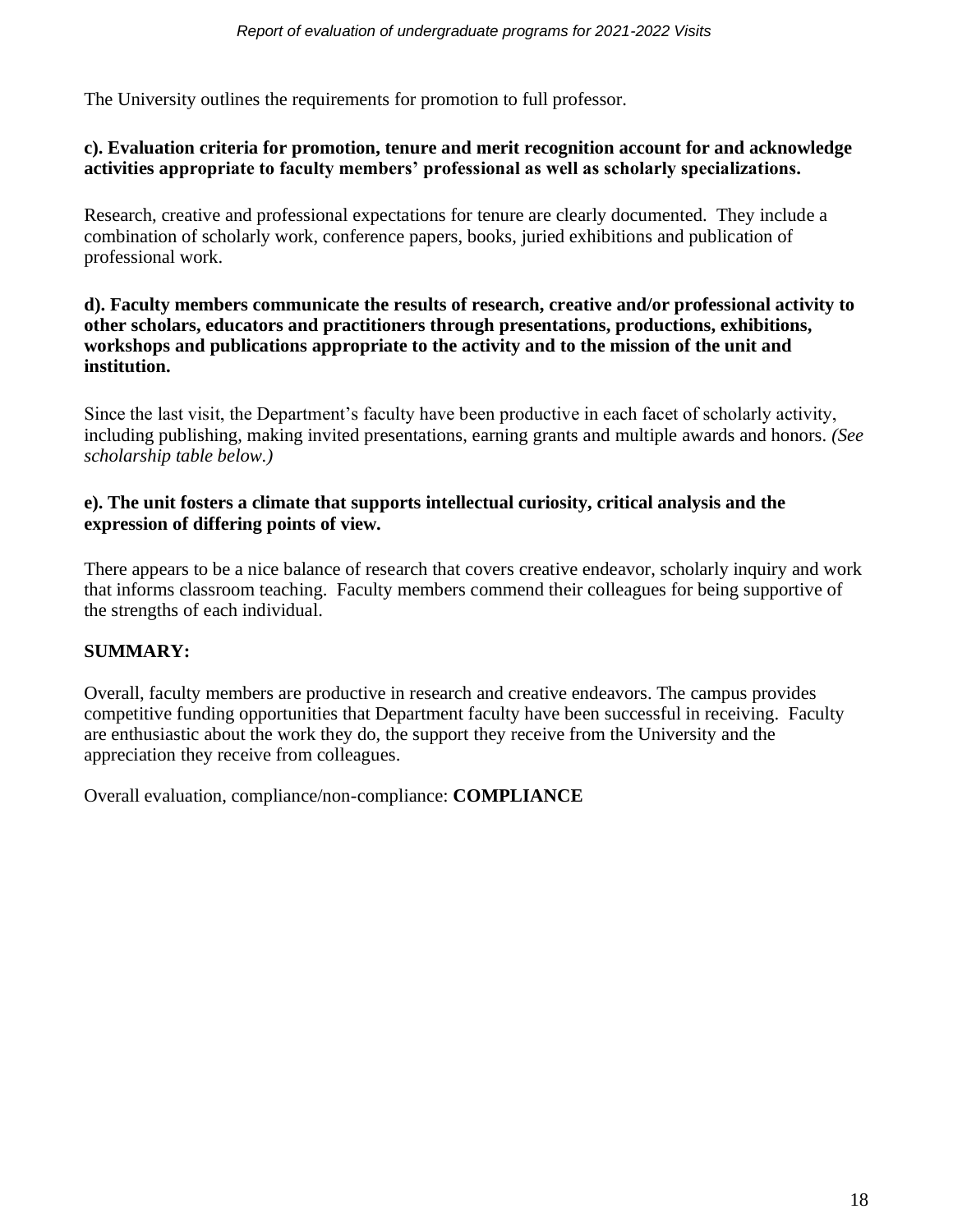The University outlines the requirements for promotion to full professor.

**c). Evaluation criteria for promotion, tenure and merit recognition account for and acknowledge activities appropriate to faculty members' professional as well as scholarly specializations.**

Research, creative and professional expectations for tenure are clearly documented. They include a combination of scholarly work, conference papers, books, juried exhibitions and publication of professional work.

**d). Faculty members communicate the results of research, creative and/or professional activity to other scholars, educators and practitioners through presentations, productions, exhibitions, workshops and publications appropriate to the activity and to the mission of the unit and institution.**

Since the last visit, the Department's faculty have been productive in each facet of scholarly activity, including publishing, making invited presentations, earning grants and multiple awards and honors. *(See scholarship table below.)*

**e). The unit fosters a climate that supports intellectual curiosity, critical analysis and the expression of differing points of view.**

There appears to be a nice balance of research that covers creative endeavor, scholarly inquiry and work that informs classroom teaching. Faculty members commend their colleagues for being supportive of the strengths of each individual.

**SUMMARY:**

Overall, faculty members are productive in research and creative endeavors. The campus provides competitive funding opportunities that Department faculty have been successful in receiving. Faculty are enthusiastic about the work they do, the support they receive from the University and the appreciation they receive from colleagues.

Overall evaluation, compliance/non-compliance: **COMPLIANCE**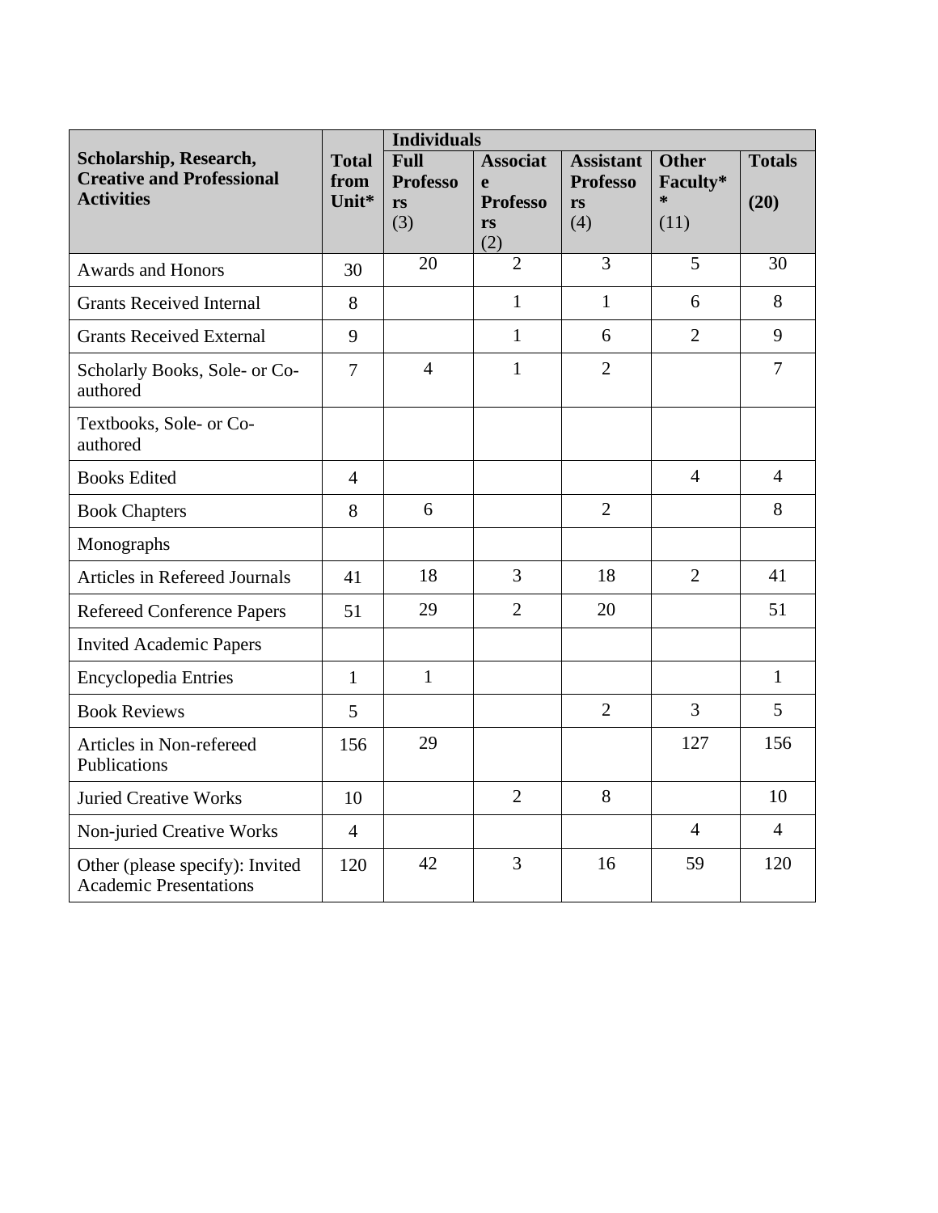| Scholarship, Research, Creative and Professional Activities | Total from Unit* | Individuals | | | | |
|---|---|---|---|---|---|---|
| | | Full Professors (3) | Associate Professors (2) | Assistant Professors (4) | Other Faculty** (11) | Totals (20) |
| Awards and Honors | 30 | 20 | 2 | 3 | 5 | 30 |
| Grants Received Internal | 8 | | 1 | 1 | 6 | 8 |
| Grants Received External | 9 | | 1 | 6 | 2 | 9 |
| Scholarly Books, Sole- or Co-authored | 7 | 4 | 1 | 2 | | 7 |
| Textbooks, Sole- or Co-authored | | | | | | |
| Books Edited | 4 | | | | 4 | 4 |
| Book Chapters | 8 | 6 | | 2 | | 8 |
| Monographs | | | | | | |
| Articles in Refereed Journals | 41 | 18 | 3 | 18 | 2 | 41 |
| Refereed Conference Papers | 51 | 29 | 2 | 20 | | 51 |
| Invited Academic Papers | | | | | | |
| Encyclopedia Entries | 1 | 1 | | | | 1 |
| Book Reviews | 5 | | | 2 | 3 | 5 |
| Articles in Non-refereed Publications | 156 | 29 | | | 127 | 156 |
| Juried Creative Works | 10 | | 2 | 8 | | 10 |
| Non-juried Creative Works | 4 | | | | 4 | 4 |
| Other (please specify): Invited Academic Presentations | 120 | 42 | 3 | 16 | 59 | 120 |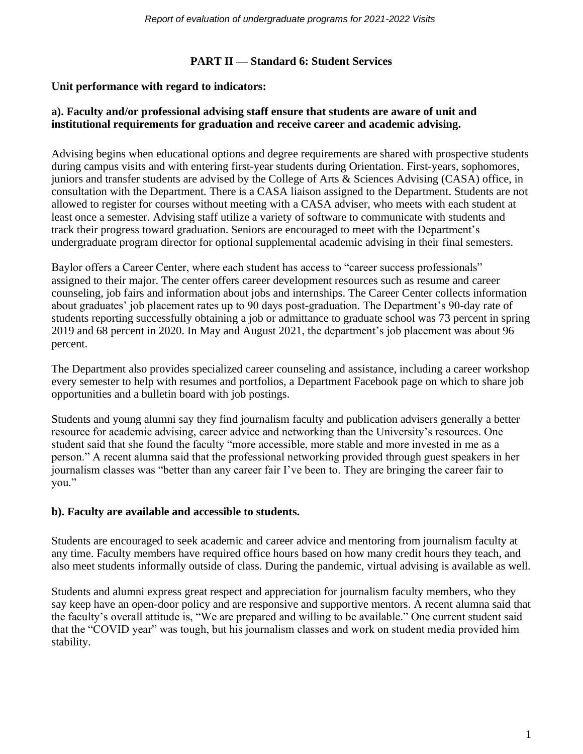## PART II — Standard 6: Student Services

**Unit performance with regard to indicators:**

**a). Faculty and/or professional advising staff ensure that students are aware of unit and institutional requirements for graduation and receive career and academic advising.**

Advising begins when educational options and degree requirements are shared with prospective students during campus visits and with entering first-year students during Orientation. First-years, sophomores, juniors and transfer students are advised by the College of Arts & Sciences Advising (CASA) office, in consultation with the Department. There is a CASA liaison assigned to the Department. Students are not allowed to register for courses without meeting with a CASA adviser, who meets with each student at least once a semester. Advising staff utilize a variety of software to communicate with students and track their progress toward graduation. Seniors are encouraged to meet with the Department's undergraduate program director for optional supplemental academic advising in their final semesters.

Baylor offers a Career Center, where each student has access to "career success professionals" assigned to their major. The center offers career development resources such as resume and career counseling, job fairs and information about jobs and internships. The Career Center collects information about graduates' job placement rates up to 90 days post-graduation. The Department's 90-day rate of students reporting successfully obtaining a job or admittance to graduate school was 73 percent in spring 2019 and 68 percent in 2020. In May and August 2021, the department's job placement was about 96 percent.

The Department also provides specialized career counseling and assistance, including a career workshop every semester to help with resumes and portfolios, a Department Facebook page on which to share job opportunities and a bulletin board with job postings.

Students and young alumni say they find journalism faculty and publication advisers generally a better resource for academic advising, career advice and networking than the University's resources. One student said that she found the faculty "more accessible, more stable and more invested in me as a person." A recent alumna said that the professional networking provided through guest speakers in her journalism classes was "better than any career fair I've been to. They are bringing the career fair to you."

**b). Faculty are available and accessible to students.**

Students are encouraged to seek academic and career advice and mentoring from journalism faculty at any time. Faculty members have required office hours based on how many credit hours they teach, and also meet students informally outside of class. During the pandemic, virtual advising is available as well.

Students and alumni express great respect and appreciation for journalism faculty members, who they say keep have an open-door policy and are responsive and supportive mentors. A recent alumna said that the faculty's overall attitude is, "We are prepared and willing to be available." One current student said that the "COVID year" was tough, but his journalism classes and work on student media provided him stability.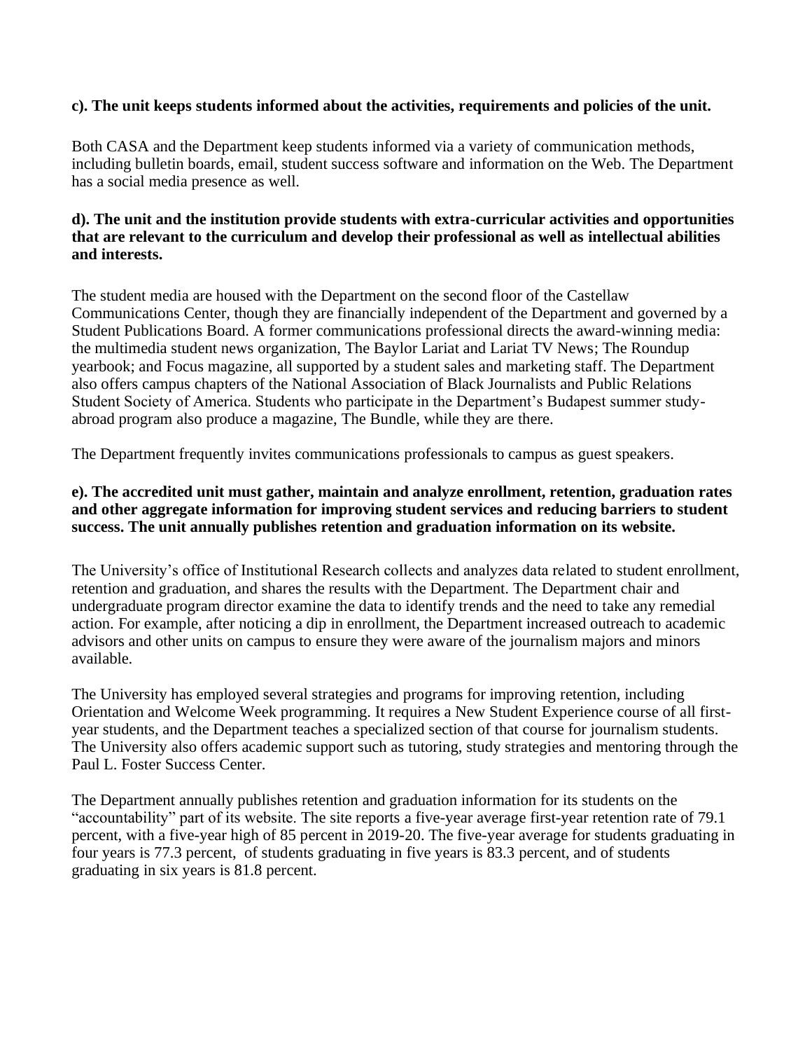**c). The unit keeps students informed about the activities, requirements and policies of the unit.**

Both CASA and the Department keep students informed via a variety of communication methods, including bulletin boards, email, student success software and information on the Web. The Department has a social media presence as well.

**d). The unit and the institution provide students with extra-curricular activities and opportunities that are relevant to the curriculum and develop their professional as well as intellectual abilities and interests.**

The student media are housed with the Department on the second floor of the Castellaw Communications Center, though they are financially independent of the Department and governed by a Student Publications Board. A former communications professional directs the award-winning media: the multimedia student news organization, The Baylor Lariat and Lariat TV News; The Roundup yearbook; and Focus magazine, all supported by a student sales and marketing staff. The Department also offers campus chapters of the National Association of Black Journalists and Public Relations Student Society of America. Students who participate in the Department's Budapest summer study-abroad program also produce a magazine, The Bundle, while they are there.

The Department frequently invites communications professionals to campus as guest speakers.

**e). The accredited unit must gather, maintain and analyze enrollment, retention, graduation rates and other aggregate information for improving student services and reducing barriers to student success. The unit annually publishes retention and graduation information on its website.**

The University's office of Institutional Research collects and analyzes data related to student enrollment, retention and graduation, and shares the results with the Department. The Department chair and undergraduate program director examine the data to identify trends and the need to take any remedial action. For example, after noticing a dip in enrollment, the Department increased outreach to academic advisors and other units on campus to ensure they were aware of the journalism majors and minors available.

The University has employed several strategies and programs for improving retention, including Orientation and Welcome Week programming. It requires a New Student Experience course of all first-year students, and the Department teaches a specialized section of that course for journalism students. The University also offers academic support such as tutoring, study strategies and mentoring through the Paul L. Foster Success Center.

The Department annually publishes retention and graduation information for its students on the "accountability" part of its website. The site reports a five-year average first-year retention rate of 79.1 percent, with a five-year high of 85 percent in 2019-20. The five-year average for students graduating in four years is 77.3 percent, of students graduating in five years is 83.3 percent, and of students graduating in six years is 81.8 percent.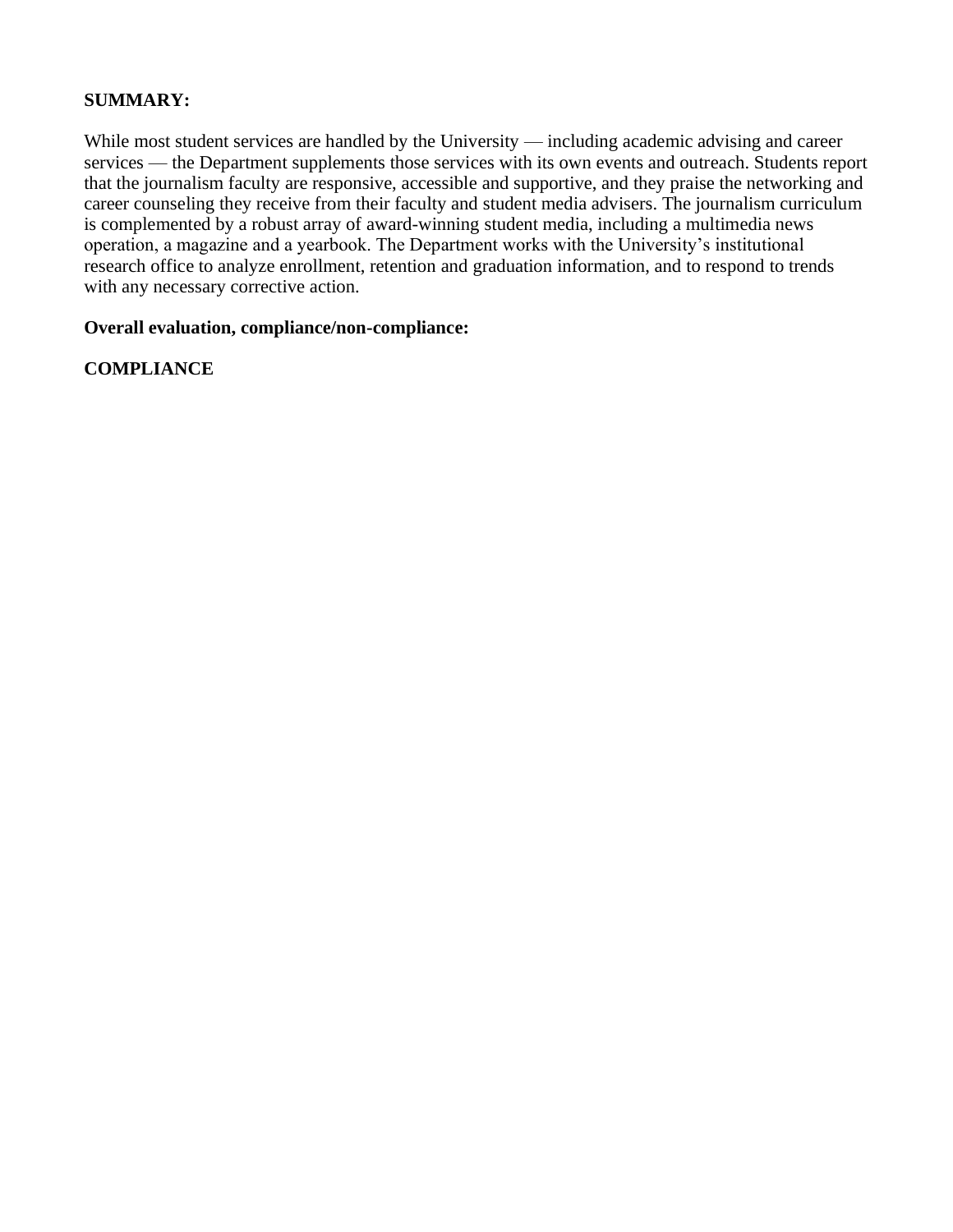**SUMMARY:**

While most student services are handled by the University — including academic advising and career services — the Department supplements those services with its own events and outreach. Students report that the journalism faculty are responsive, accessible and supportive, and they praise the networking and career counseling they receive from their faculty and student media advisers. The journalism curriculum is complemented by a robust array of award-winning student media, including a multimedia news operation, a magazine and a yearbook. The Department works with the University's institutional research office to analyze enrollment, retention and graduation information, and to respond to trends with any necessary corrective action.

**Overall evaluation, compliance/non-compliance:**

**COMPLIANCE**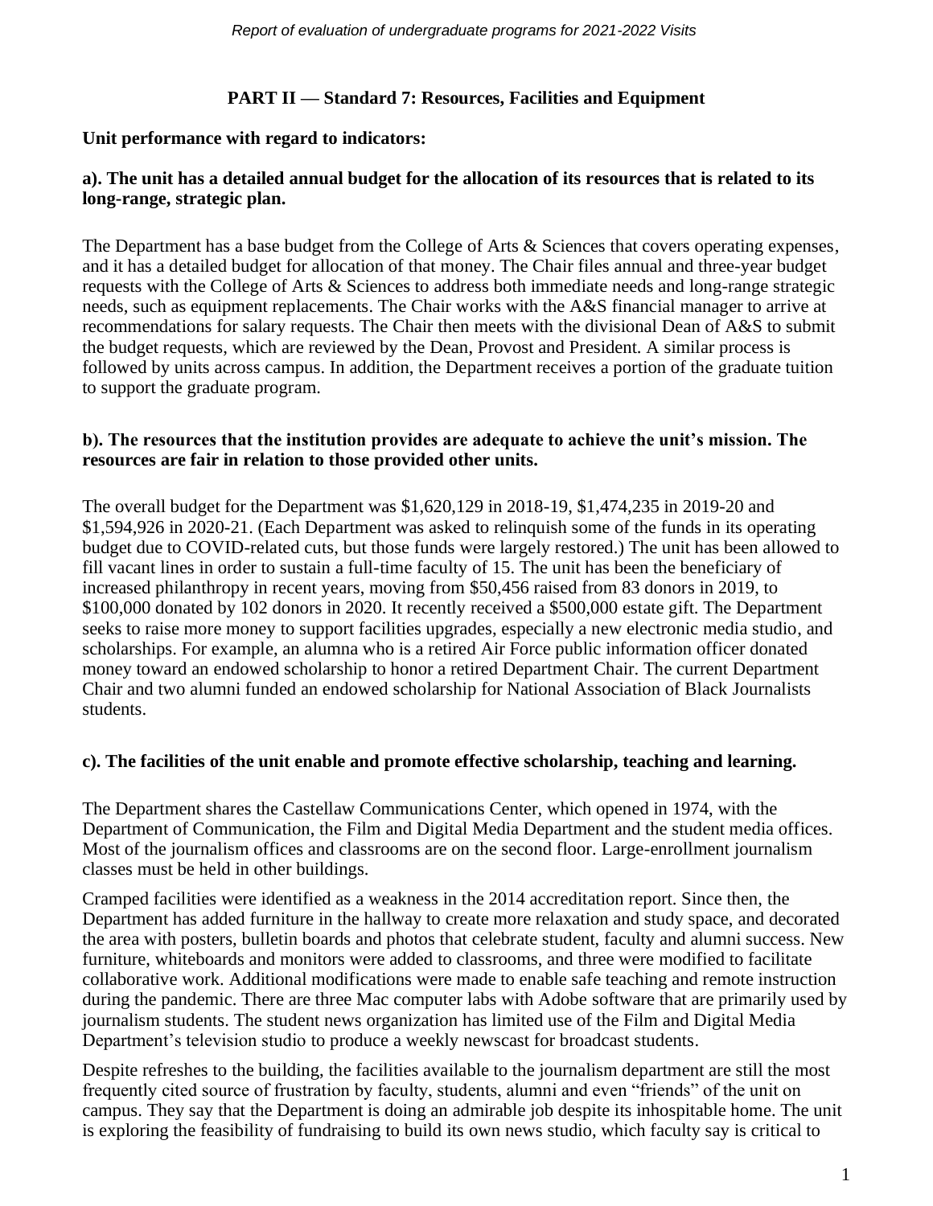## PART II — Standard 7: Resources, Facilities and Equipment

**Unit performance with regard to indicators:**

**a). The unit has a detailed annual budget for the allocation of its resources that is related to its long-range, strategic plan.**

The Department has a base budget from the College of Arts & Sciences that covers operating expenses, and it has a detailed budget for allocation of that money. The Chair files annual and three-year budget requests with the College of Arts & Sciences to address both immediate needs and long-range strategic needs, such as equipment replacements. The Chair works with the A&S financial manager to arrive at recommendations for salary requests. The Chair then meets with the divisional Dean of A&S to submit the budget requests, which are reviewed by the Dean, Provost and President. A similar process is followed by units across campus. In addition, the Department receives a portion of the graduate tuition to support the graduate program.

**b). The resources that the institution provides are adequate to achieve the unit's mission. The resources are fair in relation to those provided other units.**

The overall budget for the Department was $1,620,129 in 2018-19, $1,474,235 in 2019-20 and $1,594,926 in 2020-21. (Each Department was asked to relinquish some of the funds in its operating budget due to COVID-related cuts, but those funds were largely restored.) The unit has been allowed to fill vacant lines in order to sustain a full-time faculty of 15. The unit has been the beneficiary of increased philanthropy in recent years, moving from $50,456 raised from 83 donors in 2019, to $100,000 donated by 102 donors in 2020. It recently received a $500,000 estate gift. The Department seeks to raise more money to support facilities upgrades, especially a new electronic media studio, and scholarships. For example, an alumna who is a retired Air Force public information officer donated money toward an endowed scholarship to honor a retired Department Chair. The current Department Chair and two alumni funded an endowed scholarship for National Association of Black Journalists students.

**c). The facilities of the unit enable and promote effective scholarship, teaching and learning.**

The Department shares the Castellaw Communications Center, which opened in 1974, with the Department of Communication, the Film and Digital Media Department and the student media offices. Most of the journalism offices and classrooms are on the second floor. Large-enrollment journalism classes must be held in other buildings.

Cramped facilities were identified as a weakness in the 2014 accreditation report. Since then, the Department has added furniture in the hallway to create more relaxation and study space, and decorated the area with posters, bulletin boards and photos that celebrate student, faculty and alumni success. New furniture, whiteboards and monitors were added to classrooms, and three were modified to facilitate collaborative work. Additional modifications were made to enable safe teaching and remote instruction during the pandemic. There are three Mac computer labs with Adobe software that are primarily used by journalism students. The student news organization has limited use of the Film and Digital Media Department's television studio to produce a weekly newscast for broadcast students.

Despite refreshes to the building, the facilities available to the journalism department are still the most frequently cited source of frustration by faculty, students, alumni and even "friends" of the unit on campus. They say that the Department is doing an admirable job despite its inhospitable home. The unit is exploring the feasibility of fundraising to build its own news studio, which faculty say is critical to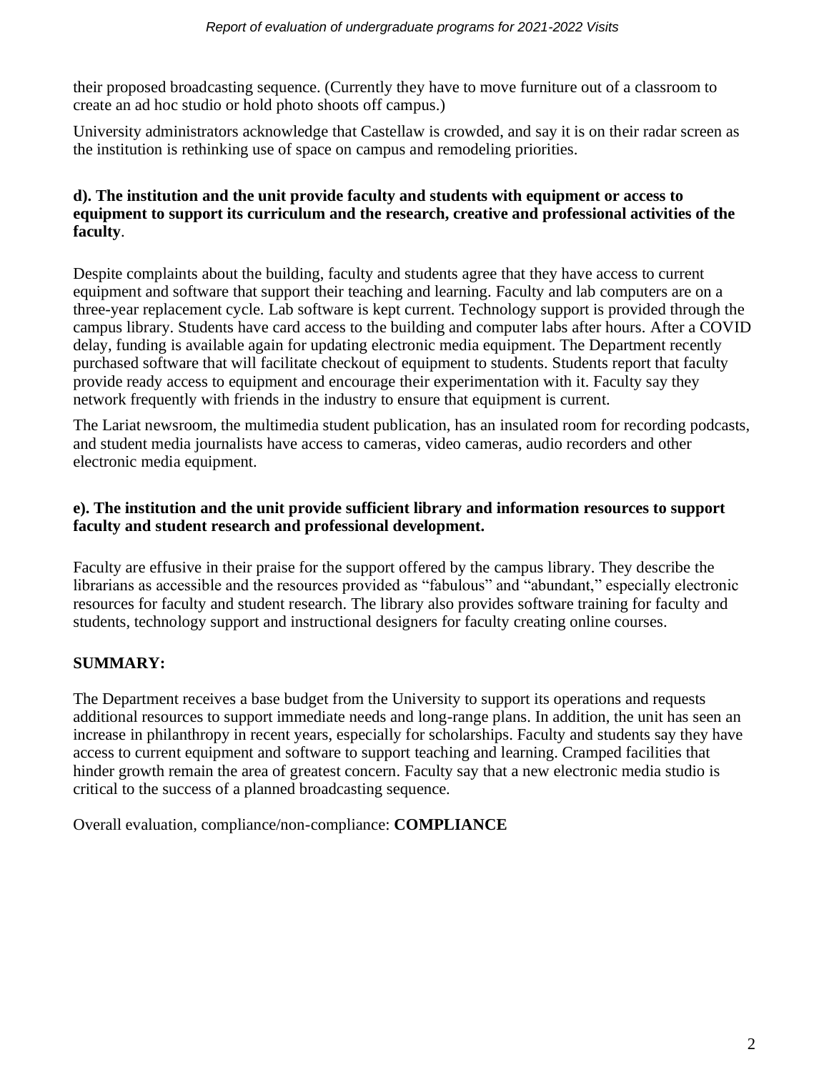their proposed broadcasting sequence. (Currently they have to move furniture out of a classroom to create an ad hoc studio or hold photo shoots off campus.)

University administrators acknowledge that Castellaw is crowded, and say it is on their radar screen as the institution is rethinking use of space on campus and remodeling priorities.

**d). The institution and the unit provide faculty and students with equipment or access to equipment to support its curriculum and the research, creative and professional activities of the faculty**.

Despite complaints about the building, faculty and students agree that they have access to current equipment and software that support their teaching and learning. Faculty and lab computers are on a three-year replacement cycle. Lab software is kept current. Technology support is provided through the campus library. Students have card access to the building and computer labs after hours. After a COVID delay, funding is available again for updating electronic media equipment. The Department recently purchased software that will facilitate checkout of equipment to students. Students report that faculty provide ready access to equipment and encourage their experimentation with it. Faculty say they network frequently with friends in the industry to ensure that equipment is current.

The Lariat newsroom, the multimedia student publication, has an insulated room for recording podcasts, and student media journalists have access to cameras, video cameras, audio recorders and other electronic media equipment.

**e). The institution and the unit provide sufficient library and information resources to support faculty and student research and professional development.**

Faculty are effusive in their praise for the support offered by the campus library. They describe the librarians as accessible and the resources provided as "fabulous" and "abundant," especially electronic resources for faculty and student research. The library also provides software training for faculty and students, technology support and instructional designers for faculty creating online courses.

**SUMMARY:**

The Department receives a base budget from the University to support its operations and requests additional resources to support immediate needs and long-range plans. In addition, the unit has seen an increase in philanthropy in recent years, especially for scholarships. Faculty and students say they have access to current equipment and software to support teaching and learning. Cramped facilities that hinder growth remain the area of greatest concern. Faculty say that a new electronic media studio is critical to the success of a planned broadcasting sequence.

Overall evaluation, compliance/non-compliance: **COMPLIANCE**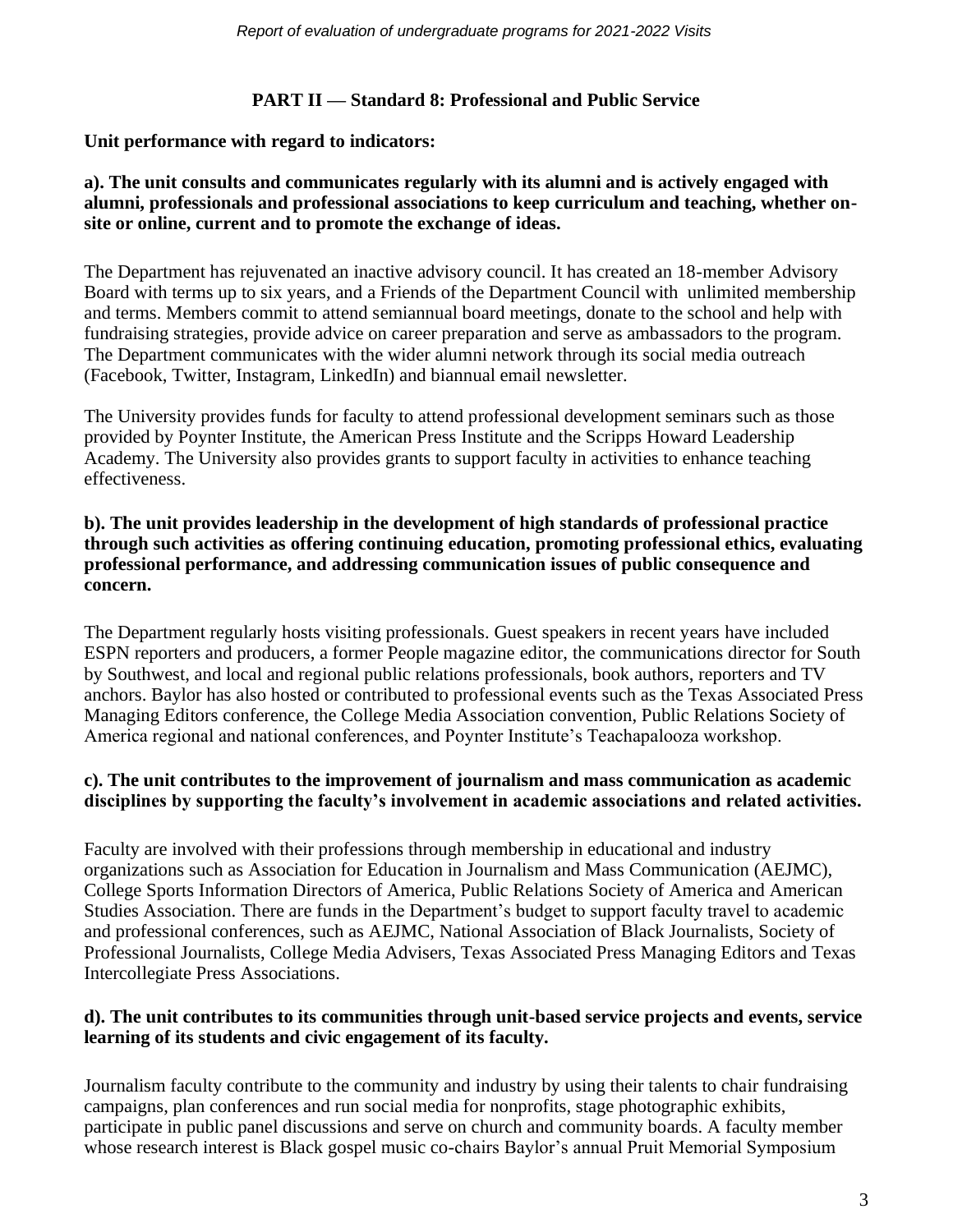## PART II — Standard 8: Professional and Public Service

**Unit performance with regard to indicators:**

**a). The unit consults and communicates regularly with its alumni and is actively engaged with alumni, professionals and professional associations to keep curriculum and teaching, whether on-site or online, current and to promote the exchange of ideas.**

The Department has rejuvenated an inactive advisory council. It has created an 18-member Advisory Board with terms up to six years, and a Friends of the Department Council with unlimited membership and terms. Members commit to attend semiannual board meetings, donate to the school and help with fundraising strategies, provide advice on career preparation and serve as ambassadors to the program. The Department communicates with the wider alumni network through its social media outreach (Facebook, Twitter, Instagram, LinkedIn) and biannual email newsletter.

The University provides funds for faculty to attend professional development seminars such as those provided by Poynter Institute, the American Press Institute and the Scripps Howard Leadership Academy. The University also provides grants to support faculty in activities to enhance teaching effectiveness.

**b). The unit provides leadership in the development of high standards of professional practice through such activities as offering continuing education, promoting professional ethics, evaluating professional performance, and addressing communication issues of public consequence and concern.**

The Department regularly hosts visiting professionals. Guest speakers in recent years have included ESPN reporters and producers, a former People magazine editor, the communications director for South by Southwest, and local and regional public relations professionals, book authors, reporters and TV anchors. Baylor has also hosted or contributed to professional events such as the Texas Associated Press Managing Editors conference, the College Media Association convention, Public Relations Society of America regional and national conferences, and Poynter Institute's Teachapalooza workshop.

**c). The unit contributes to the improvement of journalism and mass communication as academic disciplines by supporting the faculty's involvement in academic associations and related activities.**

Faculty are involved with their professions through membership in educational and industry organizations such as Association for Education in Journalism and Mass Communication (AEJMC), College Sports Information Directors of America, Public Relations Society of America and American Studies Association. There are funds in the Department's budget to support faculty travel to academic and professional conferences, such as AEJMC, National Association of Black Journalists, Society of Professional Journalists, College Media Advisers, Texas Associated Press Managing Editors and Texas Intercollegiate Press Associations.

**d). The unit contributes to its communities through unit-based service projects and events, service learning of its students and civic engagement of its faculty.**

Journalism faculty contribute to the community and industry by using their talents to chair fundraising campaigns, plan conferences and run social media for nonprofits, stage photographic exhibits, participate in public panel discussions and serve on church and community boards. A faculty member whose research interest is Black gospel music co-chairs Baylor's annual Pruit Memorial Symposium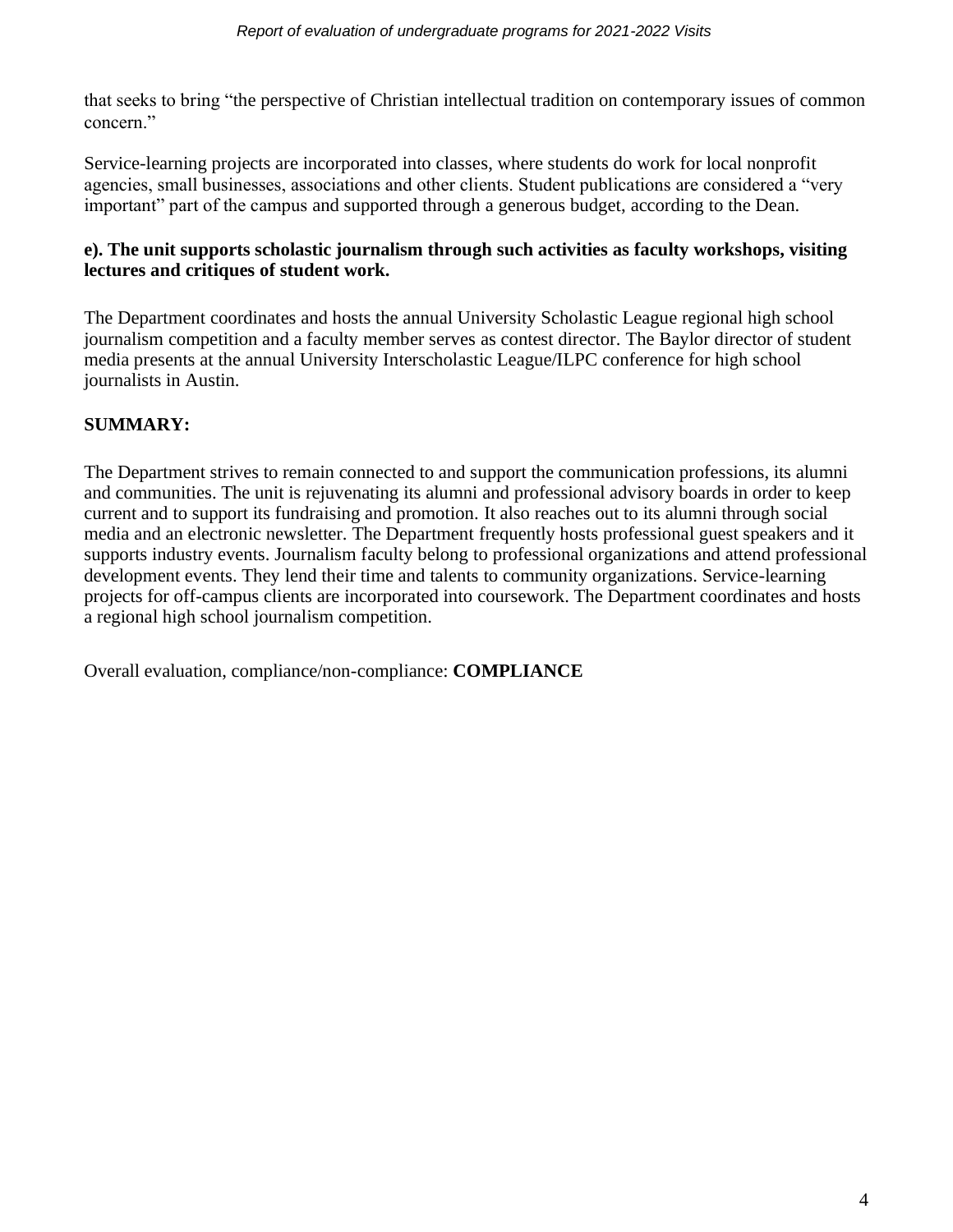that seeks to bring "the perspective of Christian intellectual tradition on contemporary issues of common concern."

Service-learning projects are incorporated into classes, where students do work for local nonprofit agencies, small businesses, associations and other clients. Student publications are considered a "very important" part of the campus and supported through a generous budget, according to the Dean.

**e). The unit supports scholastic journalism through such activities as faculty workshops, visiting lectures and critiques of student work.**

The Department coordinates and hosts the annual University Scholastic League regional high school journalism competition and a faculty member serves as contest director. The Baylor director of student media presents at the annual University Interscholastic League/ILPC conference for high school journalists in Austin.

**SUMMARY:**

The Department strives to remain connected to and support the communication professions, its alumni and communities. The unit is rejuvenating its alumni and professional advisory boards in order to keep current and to support its fundraising and promotion. It also reaches out to its alumni through social media and an electronic newsletter. The Department frequently hosts professional guest speakers and it supports industry events. Journalism faculty belong to professional organizations and attend professional development events. They lend their time and talents to community organizations. Service-learning projects for off-campus clients are incorporated into coursework. The Department coordinates and hosts a regional high school journalism competition.

Overall evaluation, compliance/non-compliance: **COMPLIANCE**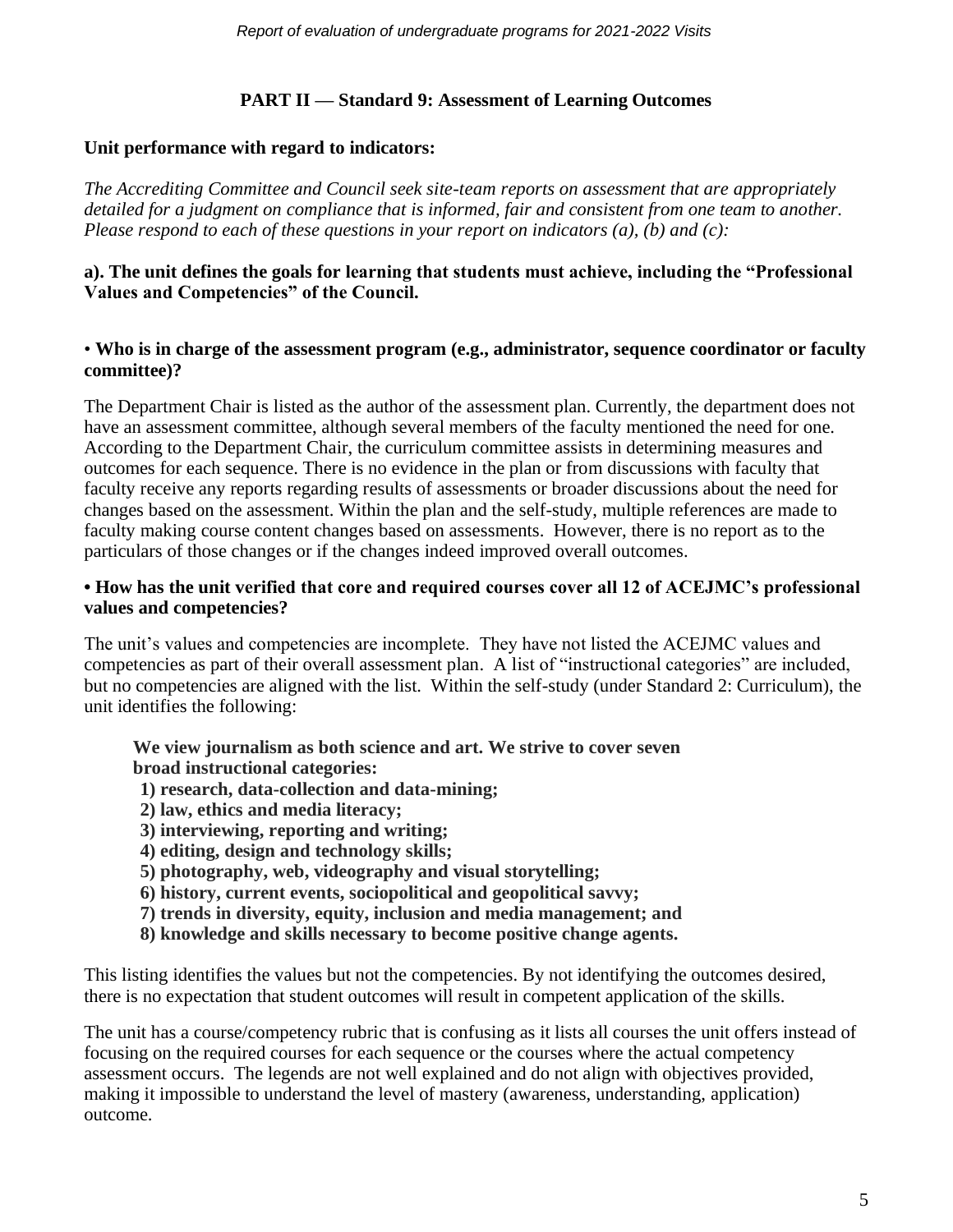## PART II — Standard 9: Assessment of Learning Outcomes

**Unit performance with regard to indicators:**

*The Accrediting Committee and Council seek site-team reports on assessment that are appropriately detailed for a judgment on compliance that is informed, fair and consistent from one team to another. Please respond to each of these questions in your report on indicators (a), (b) and (c):*

**a). The unit defines the goals for learning that students must achieve, including the "Professional Values and Competencies" of the Council.**

• **Who is in charge of the assessment program (e.g., administrator, sequence coordinator or faculty committee)?**

The Department Chair is listed as the author of the assessment plan. Currently, the department does not have an assessment committee, although several members of the faculty mentioned the need for one. According to the Department Chair, the curriculum committee assists in determining measures and outcomes for each sequence. There is no evidence in the plan or from discussions with faculty that faculty receive any reports regarding results of assessments or broader discussions about the need for changes based on the assessment. Within the plan and the self-study, multiple references are made to faculty making course content changes based on assessments. However, there is no report as to the particulars of those changes or if the changes indeed improved overall outcomes.

**• How has the unit verified that core and required courses cover all 12 of ACEJMC's professional values and competencies?**

The unit's values and competencies are incomplete. They have not listed the ACEJMC values and competencies as part of their overall assessment plan. A list of "instructional categories" are included, but no competencies are aligned with the list. Within the self-study (under Standard 2: Curriculum), the unit identifies the following:

> **We view journalism as both science and art. We strive to cover seven broad instructional categories:**
> **1) research, data-collection and data-mining;**
> **2) law, ethics and media literacy;**
> **3) interviewing, reporting and writing;**
> **4) editing, design and technology skills;**
> **5) photography, web, videography and visual storytelling;**
> **6) history, current events, sociopolitical and geopolitical savvy;**
> **7) trends in diversity, equity, inclusion and media management; and**
> **8) knowledge and skills necessary to become positive change agents.**

This listing identifies the values but not the competencies. By not identifying the outcomes desired, there is no expectation that student outcomes will result in competent application of the skills.

The unit has a course/competency rubric that is confusing as it lists all courses the unit offers instead of focusing on the required courses for each sequence or the courses where the actual competency assessment occurs. The legends are not well explained and do not align with objectives provided, making it impossible to understand the level of mastery (awareness, understanding, application) outcome.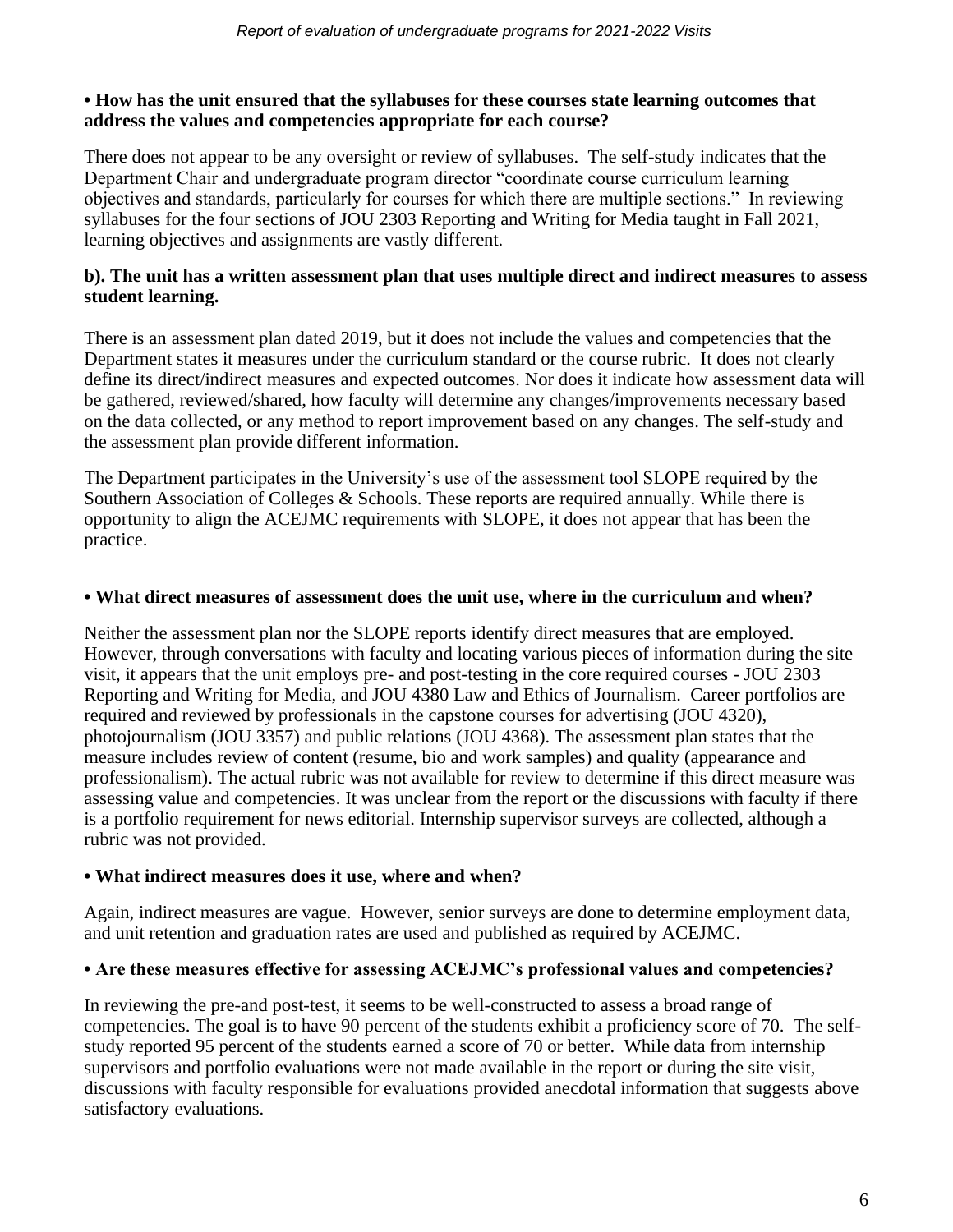**• How has the unit ensured that the syllabuses for these courses state learning outcomes that address the values and competencies appropriate for each course?**

There does not appear to be any oversight or review of syllabuses. The self-study indicates that the Department Chair and undergraduate program director "coordinate course curriculum learning objectives and standards, particularly for courses for which there are multiple sections." In reviewing syllabuses for the four sections of JOU 2303 Reporting and Writing for Media taught in Fall 2021, learning objectives and assignments are vastly different.

**b). The unit has a written assessment plan that uses multiple direct and indirect measures to assess student learning.**

There is an assessment plan dated 2019, but it does not include the values and competencies that the Department states it measures under the curriculum standard or the course rubric. It does not clearly define its direct/indirect measures and expected outcomes. Nor does it indicate how assessment data will be gathered, reviewed/shared, how faculty will determine any changes/improvements necessary based on the data collected, or any method to report improvement based on any changes. The self-study and the assessment plan provide different information.

The Department participates in the University's use of the assessment tool SLOPE required by the Southern Association of Colleges & Schools. These reports are required annually. While there is opportunity to align the ACEJMC requirements with SLOPE, it does not appear that has been the practice.

**• What direct measures of assessment does the unit use, where in the curriculum and when?**

Neither the assessment plan nor the SLOPE reports identify direct measures that are employed. However, through conversations with faculty and locating various pieces of information during the site visit, it appears that the unit employs pre- and post-testing in the core required courses - JOU 2303 Reporting and Writing for Media, and JOU 4380 Law and Ethics of Journalism. Career portfolios are required and reviewed by professionals in the capstone courses for advertising (JOU 4320), photojournalism (JOU 3357) and public relations (JOU 4368). The assessment plan states that the measure includes review of content (resume, bio and work samples) and quality (appearance and professionalism). The actual rubric was not available for review to determine if this direct measure was assessing value and competencies. It was unclear from the report or the discussions with faculty if there is a portfolio requirement for news editorial. Internship supervisor surveys are collected, although a rubric was not provided.

**• What indirect measures does it use, where and when?**

Again, indirect measures are vague. However, senior surveys are done to determine employment data, and unit retention and graduation rates are used and published as required by ACEJMC.

**• Are these measures effective for assessing ACEJMC's professional values and competencies?**

In reviewing the pre-and post-test, it seems to be well-constructed to assess a broad range of competencies. The goal is to have 90 percent of the students exhibit a proficiency score of 70. The self-study reported 95 percent of the students earned a score of 70 or better. While data from internship supervisors and portfolio evaluations were not made available in the report or during the site visit, discussions with faculty responsible for evaluations provided anecdotal information that suggests above satisfactory evaluations.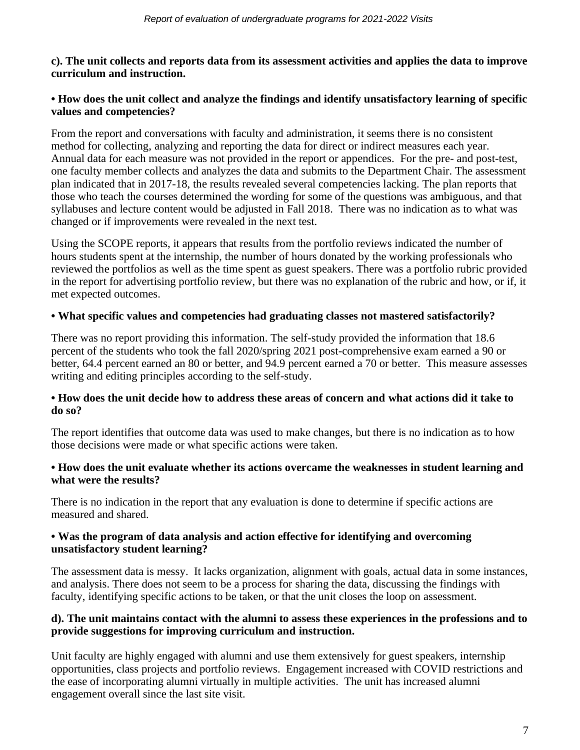**c). The unit collects and reports data from its assessment activities and applies the data to improve curriculum and instruction.**

**• How does the unit collect and analyze the findings and identify unsatisfactory learning of specific values and competencies?**

From the report and conversations with faculty and administration, it seems there is no consistent method for collecting, analyzing and reporting the data for direct or indirect measures each year. Annual data for each measure was not provided in the report or appendices. For the pre- and post-test, one faculty member collects and analyzes the data and submits to the Department Chair. The assessment plan indicated that in 2017-18, the results revealed several competencies lacking. The plan reports that those who teach the courses determined the wording for some of the questions was ambiguous, and that syllabuses and lecture content would be adjusted in Fall 2018. There was no indication as to what was changed or if improvements were revealed in the next test.

Using the SCOPE reports, it appears that results from the portfolio reviews indicated the number of hours students spent at the internship, the number of hours donated by the working professionals who reviewed the portfolios as well as the time spent as guest speakers. There was a portfolio rubric provided in the report for advertising portfolio review, but there was no explanation of the rubric and how, or if, it met expected outcomes.

**• What specific values and competencies had graduating classes not mastered satisfactorily?**

There was no report providing this information. The self-study provided the information that 18.6 percent of the students who took the fall 2020/spring 2021 post-comprehensive exam earned a 90 or better, 64.4 percent earned an 80 or better, and 94.9 percent earned a 70 or better. This measure assesses writing and editing principles according to the self-study.

**• How does the unit decide how to address these areas of concern and what actions did it take to do so?**

The report identifies that outcome data was used to make changes, but there is no indication as to how those decisions were made or what specific actions were taken.

**• How does the unit evaluate whether its actions overcame the weaknesses in student learning and what were the results?**

There is no indication in the report that any evaluation is done to determine if specific actions are measured and shared.

**• Was the program of data analysis and action effective for identifying and overcoming unsatisfactory student learning?**

The assessment data is messy. It lacks organization, alignment with goals, actual data in some instances, and analysis. There does not seem to be a process for sharing the data, discussing the findings with faculty, identifying specific actions to be taken, or that the unit closes the loop on assessment.

**d). The unit maintains contact with the alumni to assess these experiences in the professions and to provide suggestions for improving curriculum and instruction.**

Unit faculty are highly engaged with alumni and use them extensively for guest speakers, internship opportunities, class projects and portfolio reviews. Engagement increased with COVID restrictions and the ease of incorporating alumni virtually in multiple activities. The unit has increased alumni engagement overall since the last site visit.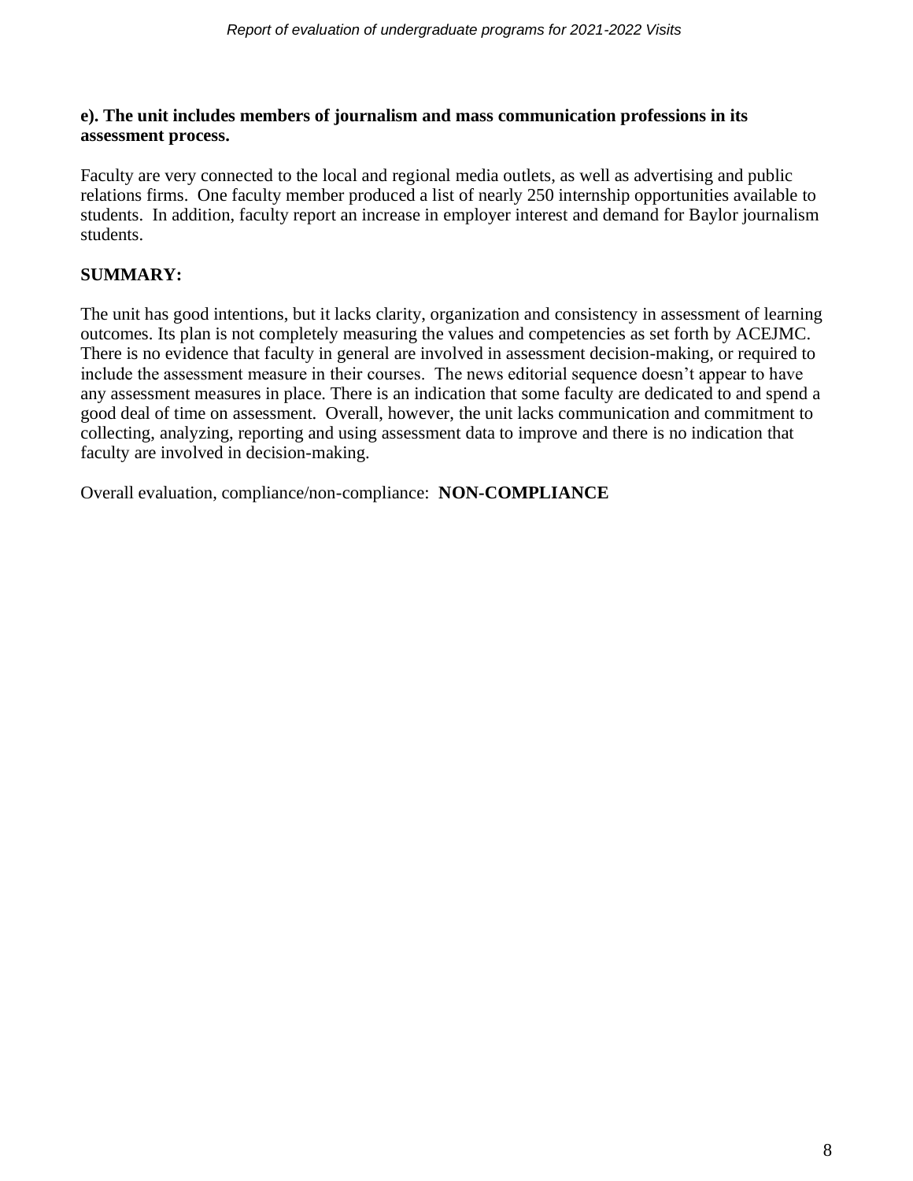**e). The unit includes members of journalism and mass communication professions in its assessment process.**

Faculty are very connected to the local and regional media outlets, as well as advertising and public relations firms. One faculty member produced a list of nearly 250 internship opportunities available to students. In addition, faculty report an increase in employer interest and demand for Baylor journalism students.

**SUMMARY:**

The unit has good intentions, but it lacks clarity, organization and consistency in assessment of learning outcomes. Its plan is not completely measuring the values and competencies as set forth by ACEJMC. There is no evidence that faculty in general are involved in assessment decision-making, or required to include the assessment measure in their courses. The news editorial sequence doesn't appear to have any assessment measures in place. There is an indication that some faculty are dedicated to and spend a good deal of time on assessment. Overall, however, the unit lacks communication and commitment to collecting, analyzing, reporting and using assessment data to improve and there is no indication that faculty are involved in decision-making.

Overall evaluation, compliance/non-compliance: **NON-COMPLIANCE**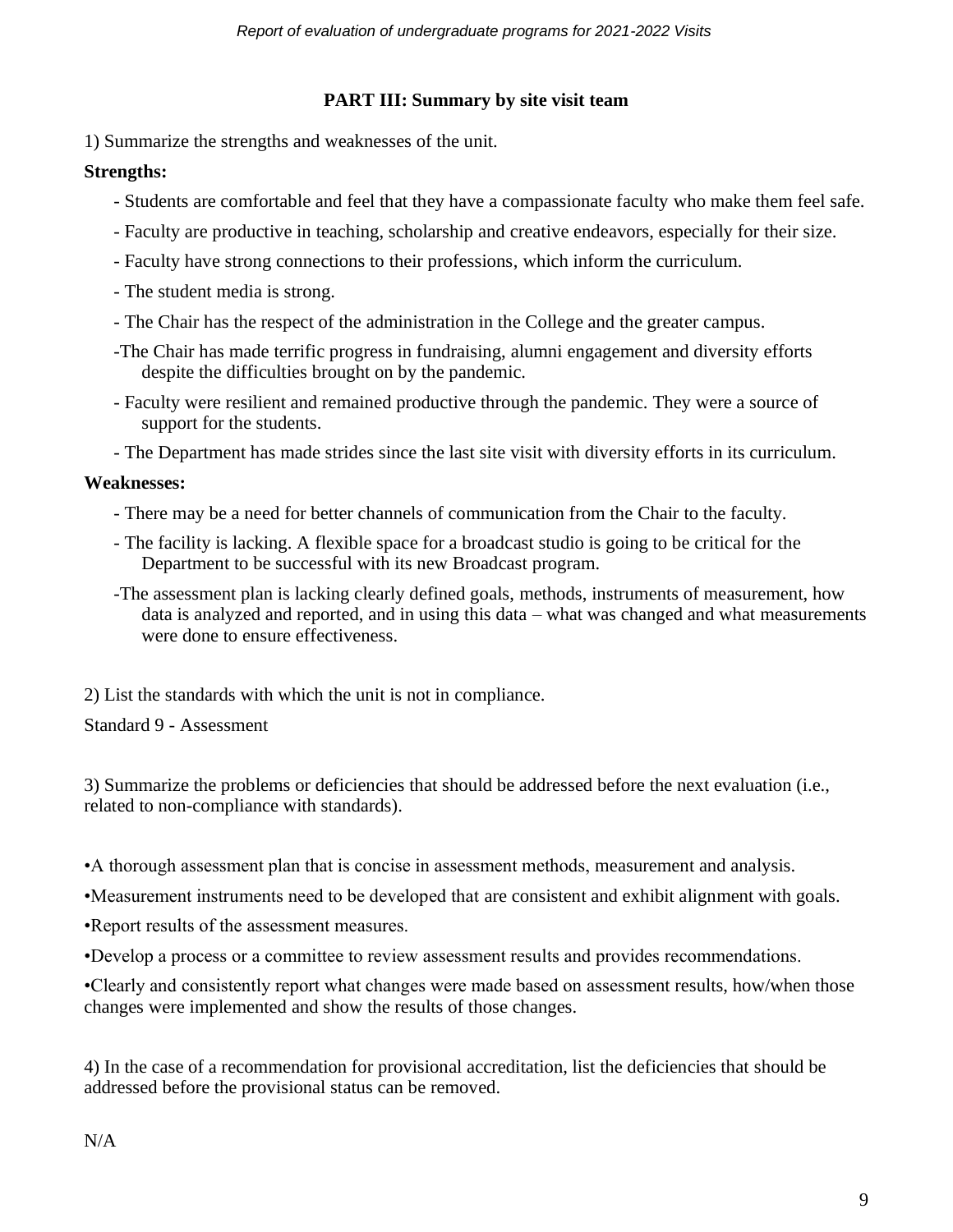## PART III: Summary by site visit team

1) Summarize the strengths and weaknesses of the unit.

**Strengths:**

- Students are comfortable and feel that they have a compassionate faculty who make them feel safe.
- Faculty are productive in teaching, scholarship and creative endeavors, especially for their size.
- Faculty have strong connections to their professions, which inform the curriculum.
- The student media is strong.
- The Chair has the respect of the administration in the College and the greater campus.
- The Chair has made terrific progress in fundraising, alumni engagement and diversity efforts despite the difficulties brought on by the pandemic.
- Faculty were resilient and remained productive through the pandemic. They were a source of support for the students.
- The Department has made strides since the last site visit with diversity efforts in its curriculum.

**Weaknesses:**

- There may be a need for better channels of communication from the Chair to the faculty.
- The facility is lacking. A flexible space for a broadcast studio is going to be critical for the Department to be successful with its new Broadcast program.
- The assessment plan is lacking clearly defined goals, methods, instruments of measurement, how data is analyzed and reported, and in using this data – what was changed and what measurements were done to ensure effectiveness.

2) List the standards with which the unit is not in compliance.

Standard 9 - Assessment

3) Summarize the problems or deficiencies that should be addressed before the next evaluation (i.e., related to non-compliance with standards).

- A thorough assessment plan that is concise in assessment methods, measurement and analysis.
- Measurement instruments need to be developed that are consistent and exhibit alignment with goals.
- Report results of the assessment measures.
- Develop a process or a committee to review assessment results and provides recommendations.
- Clearly and consistently report what changes were made based on assessment results, how/when those changes were implemented and show the results of those changes.

4) In the case of a recommendation for provisional accreditation, list the deficiencies that should be addressed before the provisional status can be removed.

N/A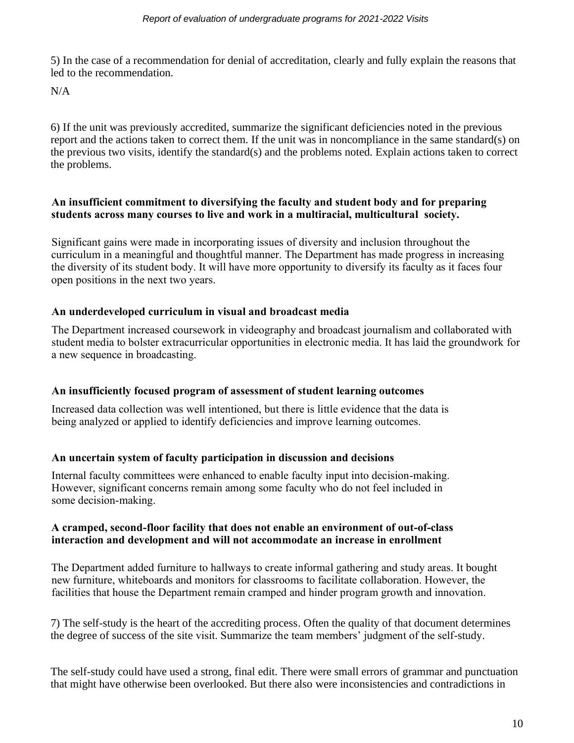5) In the case of a recommendation for denial of accreditation, clearly and fully explain the reasons that led to the recommendation.

N/A

6) If the unit was previously accredited, summarize the significant deficiencies noted in the previous report and the actions taken to correct them. If the unit was in noncompliance in the same standard(s) on the previous two visits, identify the standard(s) and the problems noted. Explain actions taken to correct the problems.

**An insufficient commitment to diversifying the faculty and student body and for preparing students across many courses to live and work in a multiracial, multicultural society.**

Significant gains were made in incorporating issues of diversity and inclusion throughout the curriculum in a meaningful and thoughtful manner. The Department has made progress in increasing the diversity of its student body. It will have more opportunity to diversify its faculty as it faces four open positions in the next two years.

**An underdeveloped curriculum in visual and broadcast media**

The Department increased coursework in videography and broadcast journalism and collaborated with student media to bolster extracurricular opportunities in electronic media. It has laid the groundwork for a new sequence in broadcasting.

**An insufficiently focused program of assessment of student learning outcomes**

Increased data collection was well intentioned, but there is little evidence that the data is being analyzed or applied to identify deficiencies and improve learning outcomes.

**An uncertain system of faculty participation in discussion and decisions**

Internal faculty committees were enhanced to enable faculty input into decision-making. However, significant concerns remain among some faculty who do not feel included in some decision-making.

**A cramped, second-floor facility that does not enable an environment of out-of-class interaction and development and will not accommodate an increase in enrollment**

The Department added furniture to hallways to create informal gathering and study areas. It bought new furniture, whiteboards and monitors for classrooms to facilitate collaboration. However, the facilities that house the Department remain cramped and hinder program growth and innovation.

7) The self-study is the heart of the accrediting process. Often the quality of that document determines the degree of success of the site visit. Summarize the team members' judgment of the self-study.

The self-study could have used a strong, final edit. There were small errors of grammar and punctuation that might have otherwise been overlooked. But there also were inconsistencies and contradictions in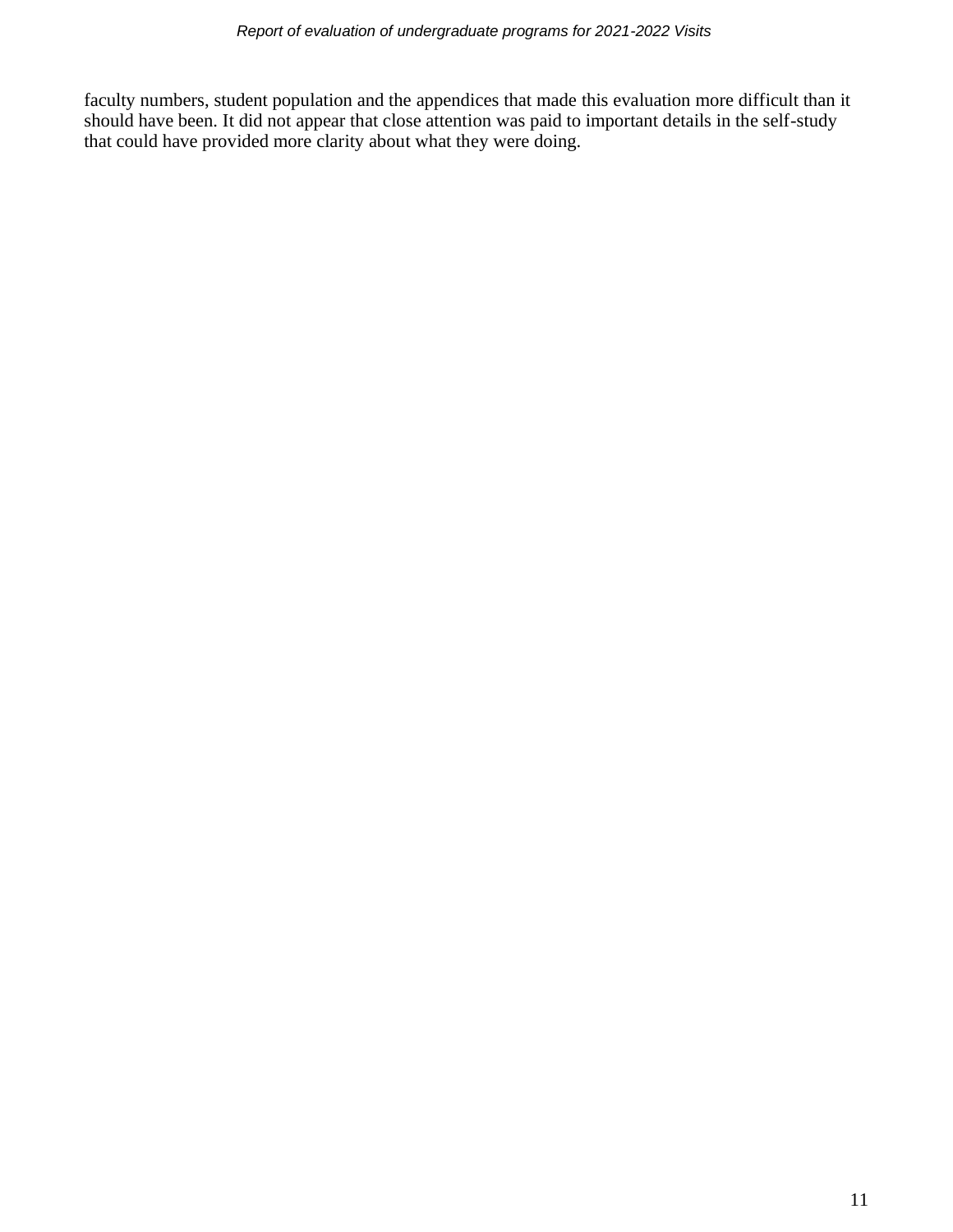faculty numbers, student population and the appendices that made this evaluation more difficult than it should have been. It did not appear that close attention was paid to important details in the self-study that could have provided more clarity about what they were doing.